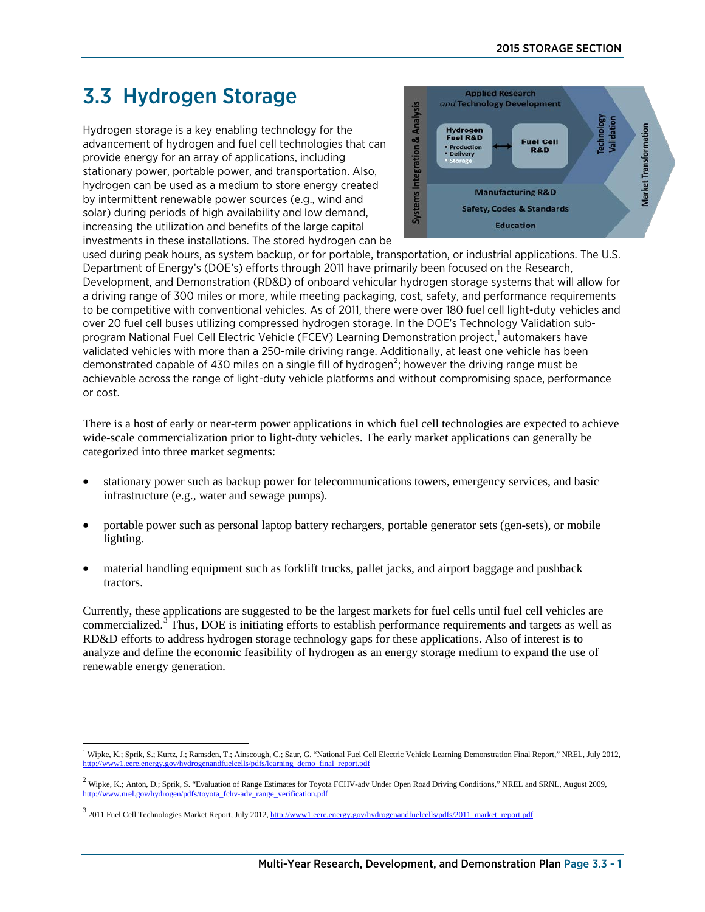# 3.3 Hydrogen Storage

Hydrogen storage is a key enabling technology for the advancement of hydrogen and fuel cell technologies that can provide energy for an array of applications, including stationary power, portable power, and transportation. Also, hydrogen can be used as a medium to store energy created by intermittent renewable power sources (e.g., wind and solar) during periods of high availability and low demand, increasing the utilization and benefits of the large capital investments in these installations. The stored hydrogen can be used during peak hours, as system backup, or for portable, transportation, or industrial applications. The U.S. Department of Energy's (DOE's) efforts through 2011 have primarily been focused on the Research, Development, and Demonstration (RD&D) of onboard vehicular hydrogen storage systems that will allow for a driving range of 300 miles or more, while meeting packaging, cost, safety, and performance requirements to be competitive with conventional vehicles. As of 2011, there were over 180 fuel cell light-duty vehicles and over 20 fuel cell buses utilizing compressed hydrogen storage. In the DOE's Technology Validation sub-program National Fuel Cell Electric Vehicle (FCEV) Learning Demonstration project,[1] automakers have validated vehicles with more than a 250-mile driving range. Additionally, at least one vehicle has been demonstrated capable of 430 miles on a single fill of hydrogen[2]; however the driving range must be achievable across the range of light-duty vehicle platforms and without compromising space, performance or cost.

There is a host of early or near-term power applications in which fuel cell technologies are expected to achieve wide-scale commercialization prior to light-duty vehicles. The early market applications can generally be categorized into three market segments:

- stationary power such as backup power for telecommunications towers, emergency services, and basic infrastructure (e.g., water and sewage pumps).
- portable power such as personal laptop battery rechargers, portable generator sets (gen-sets), or mobile lighting.
- material handling equipment such as forklift trucks, pallet jacks, and airport baggage and pushback tractors.

Currently, these applications are suggested to be the largest markets for fuel cells until fuel cell vehicles are commercialized.[3] Thus, DOE is initiating efforts to establish performance requirements and targets as well as RD&D efforts to address hydrogen storage technology gaps for these applications. Also of interest is to analyze and define the economic feasibility of hydrogen as an energy storage medium to expand the use of renewable energy generation.

---

[1] Wipke, K.; Sprik, S.; Kurtz, J.; Ramsden, T.; Ainscough, C.; Saur, G. "National Fuel Cell Electric Vehicle Learning Demonstration Final Report," NREL, July 2012, http://www1.eere.energy.gov/hydrogenandfuelcells/pdfs/learning_demo_final_report.pdf

[2] Wipke, K.; Anton, D.; Sprik, S. "Evaluation of Range Estimates for Toyota FCHV-adv Under Open Road Driving Conditions," NREL and SRNL, August 2009, http://www.nrel.gov/hydrogen/pdfs/toyota_fchv-adv_range_verification.pdf

[3] 2011 Fuel Cell Technologies Market Report, July 2012, http://www1.eere.energy.gov/hydrogenandfuelcells/pdfs/2011_market_report.pdf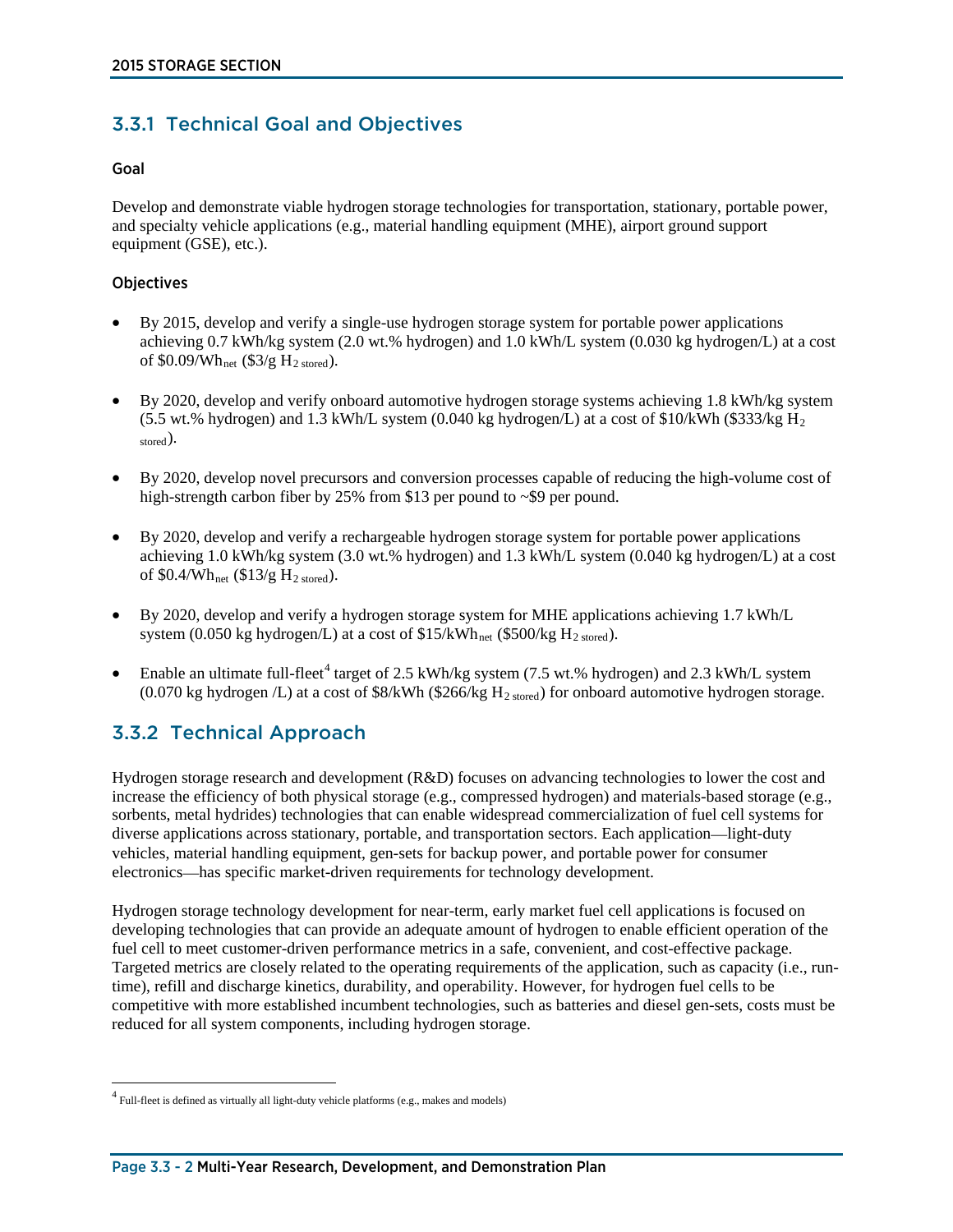## 3.3.1 Technical Goal and Objectives

### Goal

Develop and demonstrate viable hydrogen storage technologies for transportation, stationary, portable power, and specialty vehicle applications (e.g., material handling equipment (MHE), airport ground support equipment (GSE), etc.).

### Objectives

- By 2015, develop and verify a single-use hydrogen storage system for portable power applications achieving 0.7 kWh/kg system (2.0 wt.% hydrogen) and 1.0 kWh/L system (0.030 kg hydrogen/L) at a cost of $0.09/Wh_{net}$ ($3/g $H_{2\ stored}$).
- By 2020, develop and verify onboard automotive hydrogen storage systems achieving 1.8 kWh/kg system (5.5 wt.% hydrogen) and 1.3 kWh/L system (0.040 kg hydrogen/L) at a cost of $10/kWh ($333/kg $H_{2\ stored}$).
- By 2020, develop novel precursors and conversion processes capable of reducing the high-volume cost of high-strength carbon fiber by 25% from $13 per pound to ~$9 per pound.
- By 2020, develop and verify a rechargeable hydrogen storage system for portable power applications achieving 1.0 kWh/kg system (3.0 wt.% hydrogen) and 1.3 kWh/L system (0.040 kg hydrogen/L) at a cost of $0.4/Wh_{net}$ ($13/g $H_{2\ stored}$).
- By 2020, develop and verify a hydrogen storage system for MHE applications achieving 1.7 kWh/L system (0.050 kg hydrogen/L) at a cost of $15/kWh_{net}$ ($500/kg $H_{2\ stored}$).
- Enable an ultimate full-fleet[4] target of 2.5 kWh/kg system (7.5 wt.% hydrogen) and 2.3 kWh/L system (0.070 kg hydrogen /L) at a cost of $8/kWh ($266/kg $H_{2\ stored}$) for onboard automotive hydrogen storage.

## 3.3.2 Technical Approach

Hydrogen storage research and development (R&D) focuses on advancing technologies to lower the cost and increase the efficiency of both physical storage (e.g., compressed hydrogen) and materials-based storage (e.g., sorbents, metal hydrides) technologies that can enable widespread commercialization of fuel cell systems for diverse applications across stationary, portable, and transportation sectors. Each application—light-duty vehicles, material handling equipment, gen-sets for backup power, and portable power for consumer electronics—has specific market-driven requirements for technology development.

Hydrogen storage technology development for near-term, early market fuel cell applications is focused on developing technologies that can provide an adequate amount of hydrogen to enable efficient operation of the fuel cell to meet customer-driven performance metrics in a safe, convenient, and cost-effective package. Targeted metrics are closely related to the operating requirements of the application, such as capacity (i.e., run-time), refill and discharge kinetics, durability, and operability. However, for hydrogen fuel cells to be competitive with more established incumbent technologies, such as batteries and diesel gen-sets, costs must be reduced for all system components, including hydrogen storage.

[4] Full-fleet is defined as virtually all light-duty vehicle platforms (e.g., makes and models)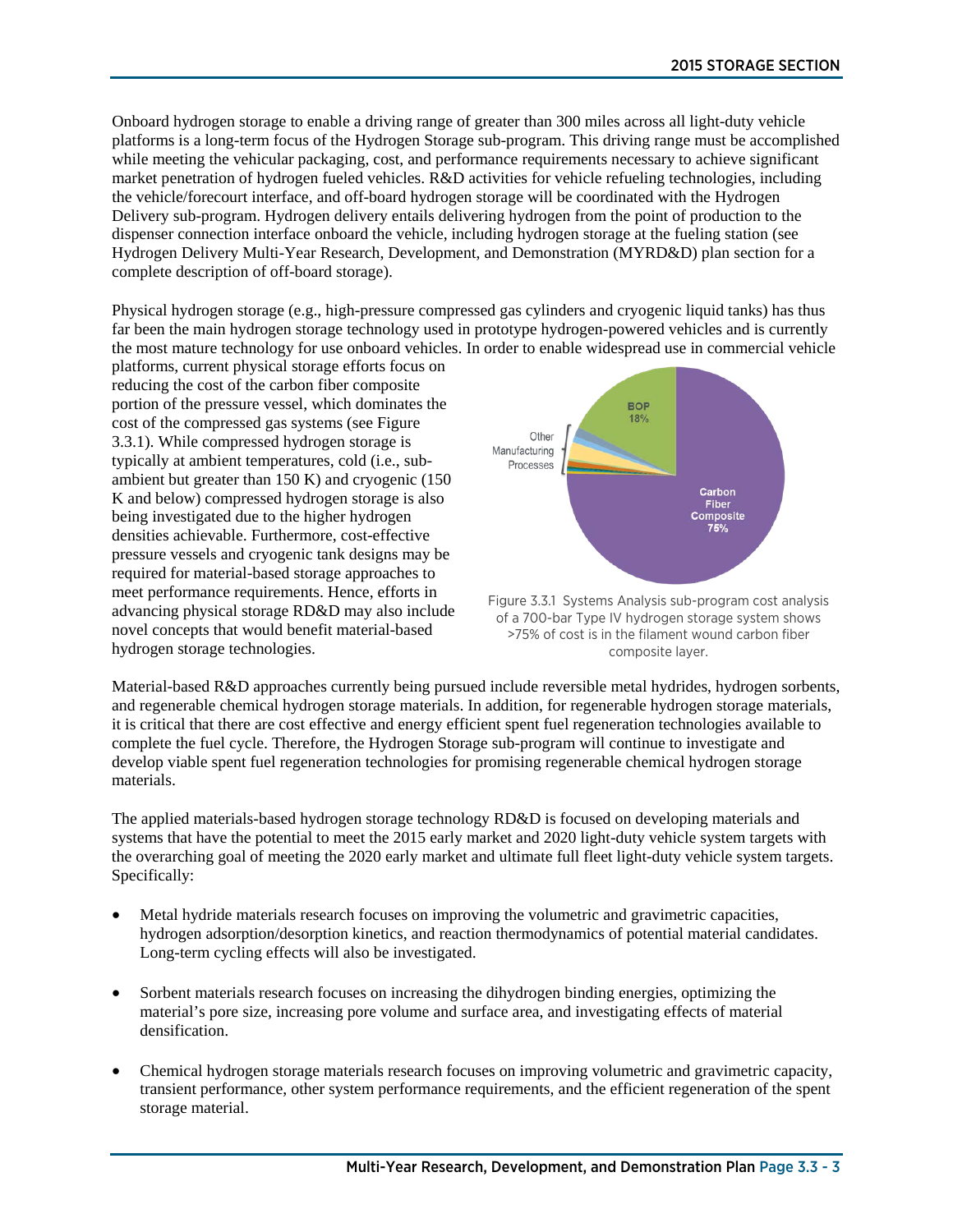Onboard hydrogen storage to enable a driving range of greater than 300 miles across all light-duty vehicle platforms is a long-term focus of the Hydrogen Storage sub-program. This driving range must be accomplished while meeting the vehicular packaging, cost, and performance requirements necessary to achieve significant market penetration of hydrogen fueled vehicles. R&D activities for vehicle refueling technologies, including the vehicle/forecourt interface, and off-board hydrogen storage will be coordinated with the Hydrogen Delivery sub-program. Hydrogen delivery entails delivering hydrogen from the point of production to the dispenser connection interface onboard the vehicle, including hydrogen storage at the fueling station (see Hydrogen Delivery Multi-Year Research, Development, and Demonstration (MYRD&D) plan section for a complete description of off-board storage).

Physical hydrogen storage (e.g., high-pressure compressed gas cylinders and cryogenic liquid tanks) has thus far been the main hydrogen storage technology used in prototype hydrogen-powered vehicles and is currently the most mature technology for use onboard vehicles. In order to enable widespread use in commercial vehicle platforms, current physical storage efforts focus on reducing the cost of the carbon fiber composite portion of the pressure vessel, which dominates the cost of the compressed gas systems (see Figure 3.3.1). While compressed hydrogen storage is typically at ambient temperatures, cold (i.e., sub-ambient but greater than 150 K) and cryogenic (150 K and below) compressed hydrogen storage is also being investigated due to the higher hydrogen densities achievable. Furthermore, cost-effective pressure vessels and cryogenic tank designs may be required for material-based storage approaches to meet performance requirements. Hence, efforts in advancing physical storage RD&D may also include novel concepts that would benefit material-based hydrogen storage technologies.

BOP 18%; Other Manufacturing Processes; Carbon Fiber Composite 75%

Figure 3.3.1 Systems Analysis sub-program cost analysis of a 700-bar Type IV hydrogen storage system shows >75% of cost is in the filament wound carbon fiber composite layer.

Material-based R&D approaches currently being pursued include reversible metal hydrides, hydrogen sorbents, and regenerable chemical hydrogen storage materials. In addition, for regenerable hydrogen storage materials, it is critical that there are cost effective and energy efficient spent fuel regeneration technologies available to complete the fuel cycle. Therefore, the Hydrogen Storage sub-program will continue to investigate and develop viable spent fuel regeneration technologies for promising regenerable chemical hydrogen storage materials.

The applied materials-based hydrogen storage technology RD&D is focused on developing materials and systems that have the potential to meet the 2015 early market and 2020 light-duty vehicle system targets with the overarching goal of meeting the 2020 early market and ultimate full fleet light-duty vehicle system targets. Specifically:

- Metal hydride materials research focuses on improving the volumetric and gravimetric capacities, hydrogen adsorption/desorption kinetics, and reaction thermodynamics of potential material candidates. Long-term cycling effects will also be investigated.

- Sorbent materials research focuses on increasing the dihydrogen binding energies, optimizing the material's pore size, increasing pore volume and surface area, and investigating effects of material densification.

- Chemical hydrogen storage materials research focuses on improving volumetric and gravimetric capacity, transient performance, other system performance requirements, and the efficient regeneration of the spent storage material.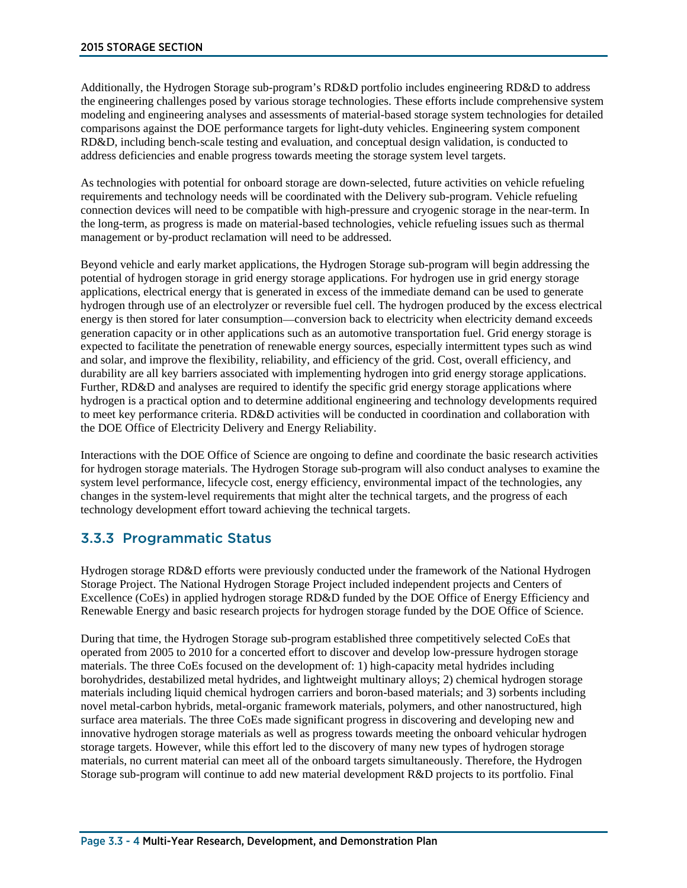Additionally, the Hydrogen Storage sub-program's RD&D portfolio includes engineering RD&D to address the engineering challenges posed by various storage technologies. These efforts include comprehensive system modeling and engineering analyses and assessments of material-based storage system technologies for detailed comparisons against the DOE performance targets for light-duty vehicles. Engineering system component RD&D, including bench-scale testing and evaluation, and conceptual design validation, is conducted to address deficiencies and enable progress towards meeting the storage system level targets.

As technologies with potential for onboard storage are down-selected, future activities on vehicle refueling requirements and technology needs will be coordinated with the Delivery sub-program. Vehicle refueling connection devices will need to be compatible with high-pressure and cryogenic storage in the near-term. In the long-term, as progress is made on material-based technologies, vehicle refueling issues such as thermal management or by-product reclamation will need to be addressed.

Beyond vehicle and early market applications, the Hydrogen Storage sub-program will begin addressing the potential of hydrogen storage in grid energy storage applications. For hydrogen use in grid energy storage applications, electrical energy that is generated in excess of the immediate demand can be used to generate hydrogen through use of an electrolyzer or reversible fuel cell. The hydrogen produced by the excess electrical energy is then stored for later consumption—conversion back to electricity when electricity demand exceeds generation capacity or in other applications such as an automotive transportation fuel. Grid energy storage is expected to facilitate the penetration of renewable energy sources, especially intermittent types such as wind and solar, and improve the flexibility, reliability, and efficiency of the grid. Cost, overall efficiency, and durability are all key barriers associated with implementing hydrogen into grid energy storage applications. Further, RD&D and analyses are required to identify the specific grid energy storage applications where hydrogen is a practical option and to determine additional engineering and technology developments required to meet key performance criteria. RD&D activities will be conducted in coordination and collaboration with the DOE Office of Electricity Delivery and Energy Reliability.

Interactions with the DOE Office of Science are ongoing to define and coordinate the basic research activities for hydrogen storage materials. The Hydrogen Storage sub-program will also conduct analyses to examine the system level performance, lifecycle cost, energy efficiency, environmental impact of the technologies, any changes in the system-level requirements that might alter the technical targets, and the progress of each technology development effort toward achieving the technical targets.

## 3.3.3 Programmatic Status

Hydrogen storage RD&D efforts were previously conducted under the framework of the National Hydrogen Storage Project. The National Hydrogen Storage Project included independent projects and Centers of Excellence (CoEs) in applied hydrogen storage RD&D funded by the DOE Office of Energy Efficiency and Renewable Energy and basic research projects for hydrogen storage funded by the DOE Office of Science.

During that time, the Hydrogen Storage sub-program established three competitively selected CoEs that operated from 2005 to 2010 for a concerted effort to discover and develop low-pressure hydrogen storage materials. The three CoEs focused on the development of: 1) high-capacity metal hydrides including borohydrides, destabilized metal hydrides, and lightweight multinary alloys; 2) chemical hydrogen storage materials including liquid chemical hydrogen carriers and boron-based materials; and 3) sorbents including novel metal-carbon hybrids, metal-organic framework materials, polymers, and other nanostructured, high surface area materials. The three CoEs made significant progress in discovering and developing new and innovative hydrogen storage materials as well as progress towards meeting the onboard vehicular hydrogen storage targets. However, while this effort led to the discovery of many new types of hydrogen storage materials, no current material can meet all of the onboard targets simultaneously. Therefore, the Hydrogen Storage sub-program will continue to add new material development R&D projects to its portfolio. Final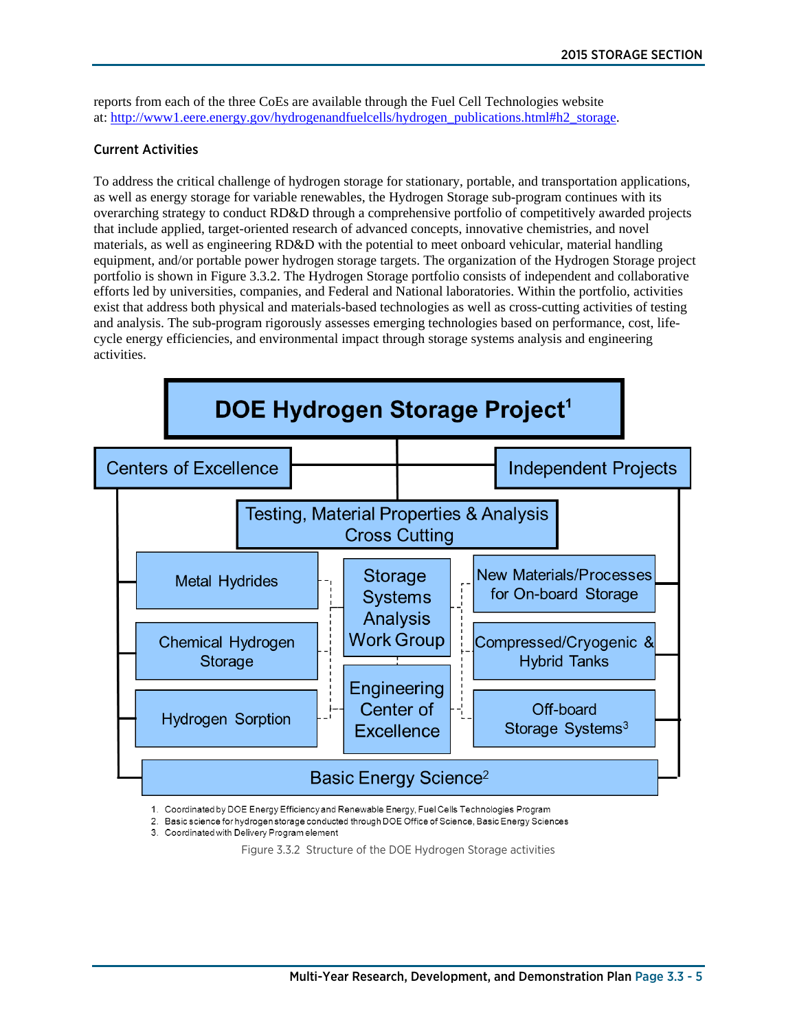reports from each of the three CoEs are available through the Fuel Cell Technologies website at: http://www1.eere.energy.gov/hydrogenandfuelcells/hydrogen_publications.html#h2_storage.

### Current Activities

To address the critical challenge of hydrogen storage for stationary, portable, and transportation applications, as well as energy storage for variable renewables, the Hydrogen Storage sub-program continues with its overarching strategy to conduct RD&D through a comprehensive portfolio of competitively awarded projects that include applied, target-oriented research of advanced concepts, innovative chemistries, and novel materials, as well as engineering RD&D with the potential to meet onboard vehicular, material handling equipment, and/or portable power hydrogen storage targets. The organization of the Hydrogen Storage project portfolio is shown in Figure 3.3.2. The Hydrogen Storage portfolio consists of independent and collaborative efforts led by universities, companies, and Federal and National laboratories. Within the portfolio, activities exist that address both physical and materials-based technologies as well as cross-cutting activities of testing and analysis. The sub-program rigorously assesses emerging technologies based on performance, cost, life-cycle energy efficiencies, and environmental impact through storage systems analysis and engineering activities.

DOE Hydrogen Storage Project[1]

- Centers of Excellence
- Independent Projects
- Testing, Material Properties & Analysis Cross Cutting
- Metal Hydrides
- Chemical Hydrogen Storage
- Hydrogen Sorption
- Storage Systems Analysis Work Group
- Engineering Center of Excellence
- New Materials/Processes for On-board Storage
- Compressed/Cryogenic & Hybrid Tanks
- Off-board Storage Systems[3]
- Basic Energy Science[2]

1. Coordinated by DOE Energy Efficiency and Renewable Energy, Fuel Cells Technologies Program
2. Basic science for hydrogen storage conducted through DOE Office of Science, Basic Energy Sciences
3. Coordinated with Delivery Program element

Figure 3.3.2 Structure of the DOE Hydrogen Storage activities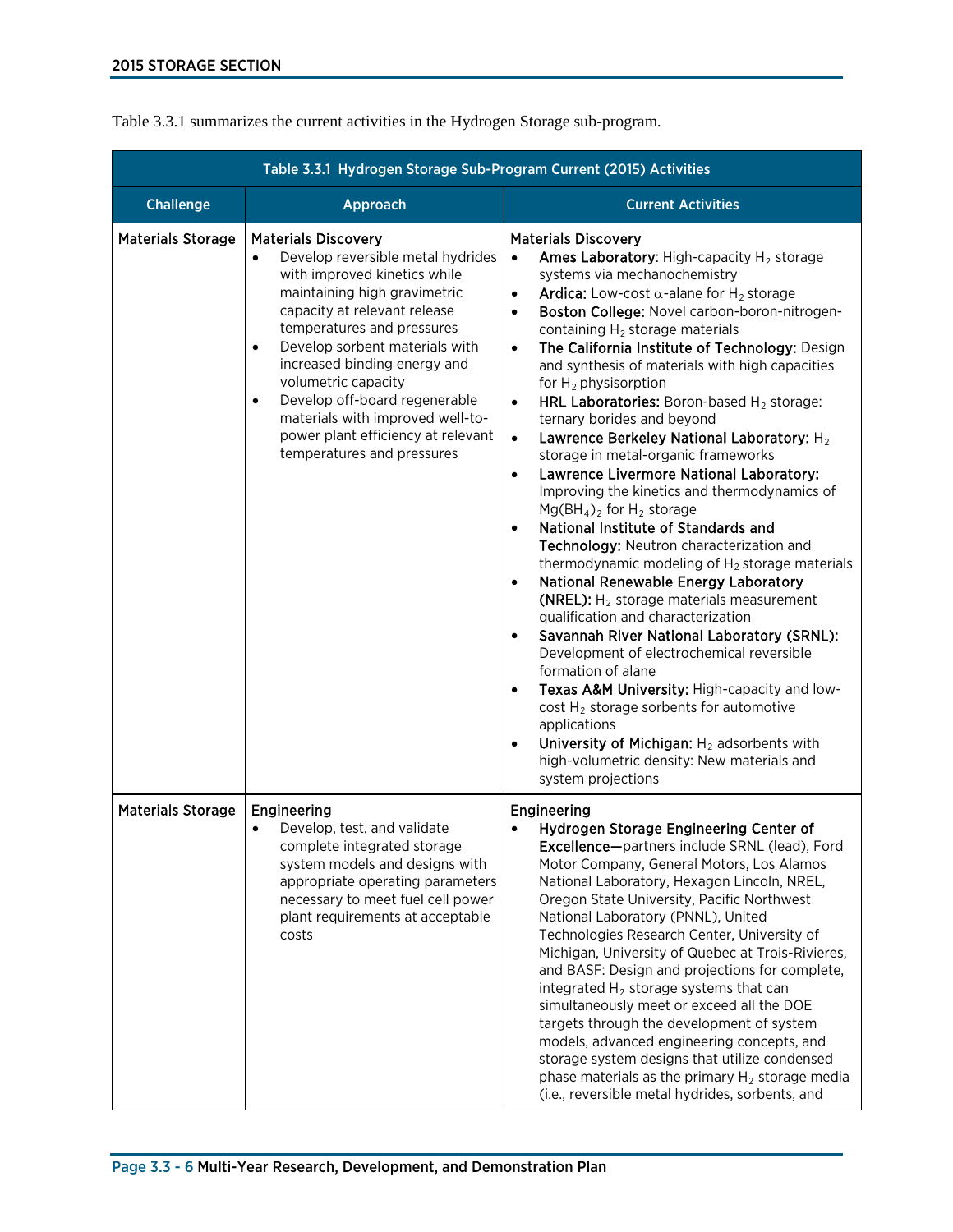Table 3.3.1 summarizes the current activities in the Hydrogen Storage sub-program.

| Table 3.3.1 Hydrogen Storage Sub-Program Current (2015) Activities | | |
|---|---|---|
| **Challenge** | **Approach** | **Current Activities** |
| Materials Storage | Materials Discovery<br>• Develop reversible metal hydrides with improved kinetics while maintaining high gravimetric capacity at relevant release temperatures and pressures<br>• Develop sorbent materials with increased binding energy and volumetric capacity<br>• Develop off-board regenerable materials with improved well-to-power plant efficiency at relevant temperatures and pressures | Materials Discovery<br>• **Ames Laboratory**: High-capacity $H_2$ storage systems via mechanochemistry<br>• **Ardica:** Low-cost $\alpha$-alane for $H_2$ storage<br>• **Boston College:** Novel carbon-boron-nitrogen-containing $H_2$ storage materials<br>• **The California Institute of Technology:** Design and synthesis of materials with high capacities for $H_2$ physisorption<br>• **HRL Laboratories:** Boron-based $H_2$ storage: ternary borides and beyond<br>• **Lawrence Berkeley National Laboratory:** $H_2$ storage in metal-organic frameworks<br>• **Lawrence Livermore National Laboratory:** Improving the kinetics and thermodynamics of $Mg(BH_4)_2$ for $H_2$ storage<br>• **National Institute of Standards and Technology:** Neutron characterization and thermodynamic modeling of $H_2$ storage materials<br>• **National Renewable Energy Laboratory (NREL):** $H_2$ storage materials measurement qualification and characterization<br>• **Savannah River National Laboratory (SRNL):** Development of electrochemical reversible formation of alane<br>• **Texas A&M University:** High-capacity and low-cost $H_2$ storage sorbents for automotive applications<br>• **University of Michigan:** $H_2$ adsorbents with high-volumetric density: New materials and system projections |
| Materials Storage | Engineering<br>• Develop, test, and validate complete integrated storage system models and designs with appropriate operating parameters necessary to meet fuel cell power plant requirements at acceptable costs | Engineering<br>• **Hydrogen Storage Engineering Center of Excellence—**partners include SRNL (lead), Ford Motor Company, General Motors, Los Alamos National Laboratory, Hexagon Lincoln, NREL, Oregon State University, Pacific Northwest National Laboratory (PNNL), United Technologies Research Center, University of Michigan, University of Quebec at Trois-Rivieres, and BASF: Design and projections for complete, integrated $H_2$ storage systems that can simultaneously meet or exceed all the DOE targets through the development of system models, advanced engineering concepts, and storage system designs that utilize condensed phase materials as the primary $H_2$ storage media (i.e., reversible metal hydrides, sorbents, and |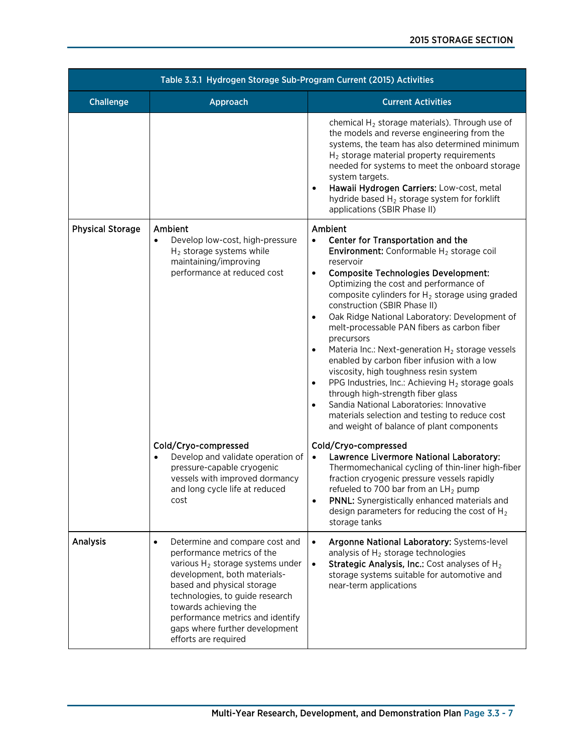| Table 3.3.1 Hydrogen Storage Sub-Program Current (2015) Activities | | |
|---|---|---|
| **Challenge** | **Approach** | **Current Activities** |
| | | chemical $H_2$ storage materials). Through use of the models and reverse engineering from the systems, the team has also determined minimum $H_2$ storage material property requirements needed for systems to meet the onboard storage system targets.<br>• **Hawaii Hydrogen Carriers:** Low-cost, metal hydride based $H_2$ storage system for forklift applications (SBIR Phase II) |
| **Physical Storage** | Ambient<br>• Develop low-cost, high-pressure $H_2$ storage systems while maintaining/improving performance at reduced cost | Ambient<br>• **Center for Transportation and the Environment:** Conformable $H_2$ storage coil reservoir<br>• **Composite Technologies Development:** Optimizing the cost and performance of composite cylinders for $H_2$ storage using graded construction (SBIR Phase II)<br>• Oak Ridge National Laboratory: Development of melt-processable PAN fibers as carbon fiber precursors<br>• Materia Inc.: Next-generation $H_2$ storage vessels enabled by carbon fiber infusion with a low viscosity, high toughness resin system<br>• PPG Industries, Inc.: Achieving $H_2$ storage goals through high-strength fiber glass<br>• Sandia National Laboratories: Innovative materials selection and testing to reduce cost and weight of balance of plant components |
| | Cold/Cryo-compressed<br>• Develop and validate operation of pressure-capable cryogenic vessels with improved dormancy and long cycle life at reduced cost | Cold/Cryo-compressed<br>• **Lawrence Livermore National Laboratory:** Thermomechanical cycling of thin-liner high-fiber fraction cryogenic pressure vessels rapidly refueled to 700 bar from an $LH_2$ pump<br>• **PNNL:** Synergistically enhanced materials and design parameters for reducing the cost of $H_2$ storage tanks |
| **Analysis** | • Determine and compare cost and performance metrics of the various $H_2$ storage systems under development, both materials-based and physical storage technologies, to guide research towards achieving the performance metrics and identify gaps where further development efforts are required | • **Argonne National Laboratory:** Systems-level analysis of $H_2$ storage technologies<br>• **Strategic Analysis, Inc.:** Cost analyses of $H_2$ storage systems suitable for automotive and near-term applications |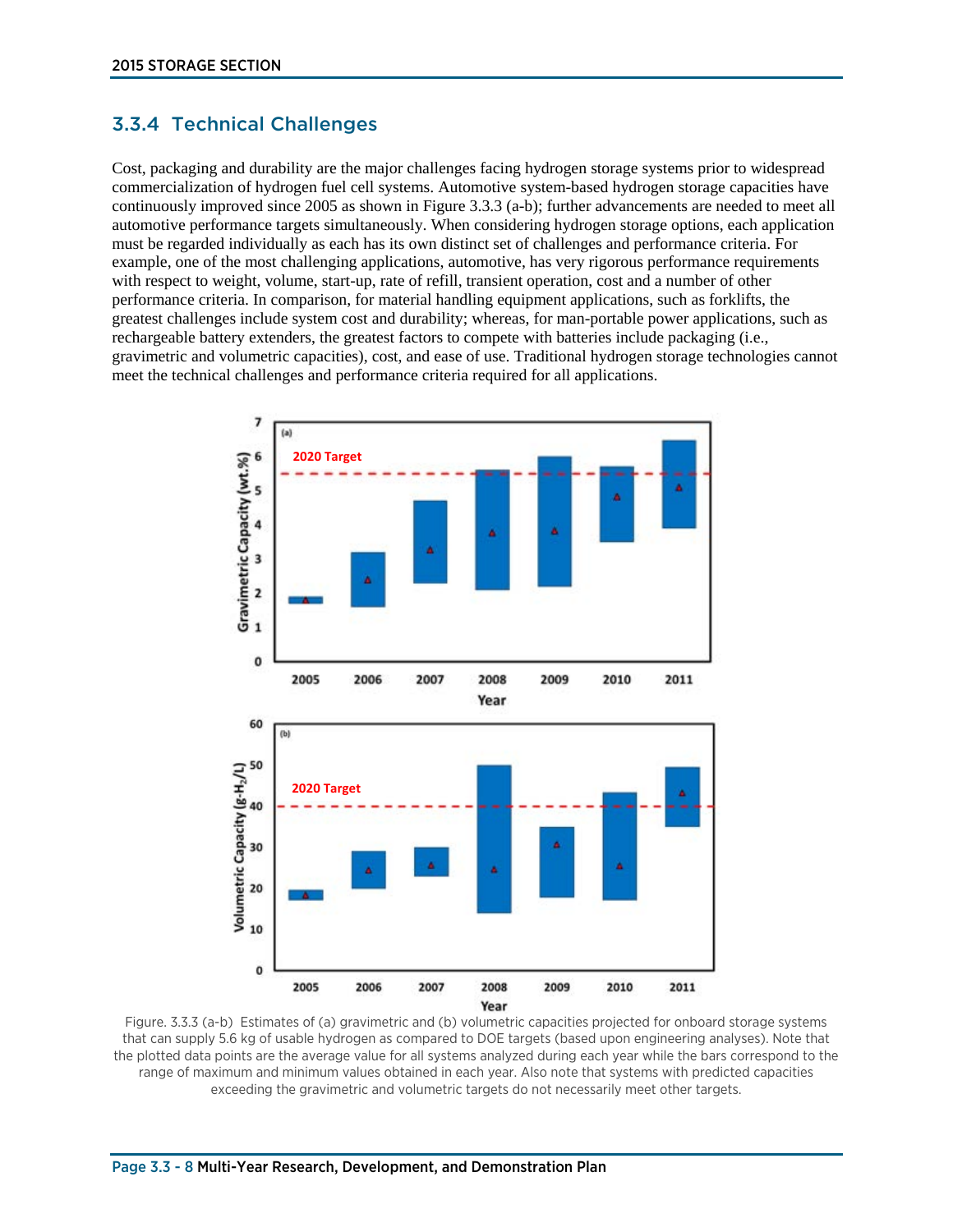### 3.3.4 Technical Challenges

Cost, packaging and durability are the major challenges facing hydrogen storage systems prior to widespread commercialization of hydrogen fuel cell systems. Automotive system-based hydrogen storage capacities have continuously improved since 2005 as shown in Figure 3.3.3 (a-b); further advancements are needed to meet all automotive performance targets simultaneously. When considering hydrogen storage options, each application must be regarded individually as each has its own distinct set of challenges and performance criteria. For example, one of the most challenging applications, automotive, has very rigorous performance requirements with respect to weight, volume, start-up, rate of refill, transient operation, cost and a number of other performance criteria. In comparison, for material handling equipment applications, such as forklifts, the greatest challenges include system cost and durability; whereas, for man-portable power applications, such as rechargeable battery extenders, the greatest factors to compete with batteries include packaging (i.e., gravimetric and volumetric capacities), cost, and ease of use. Traditional hydrogen storage technologies cannot meet the technical challenges and performance criteria required for all applications.

Figure. 3.3.3 (a-b) Estimates of (a) gravimetric and (b) volumetric capacities projected for onboard storage systems that can supply 5.6 kg of usable hydrogen as compared to DOE targets (based upon engineering analyses). Note that the plotted data points are the average value for all systems analyzed during each year while the bars correspond to the range of maximum and minimum values obtained in each year. Also note that systems with predicted capacities exceeding the gravimetric and volumetric targets do not necessarily meet other targets.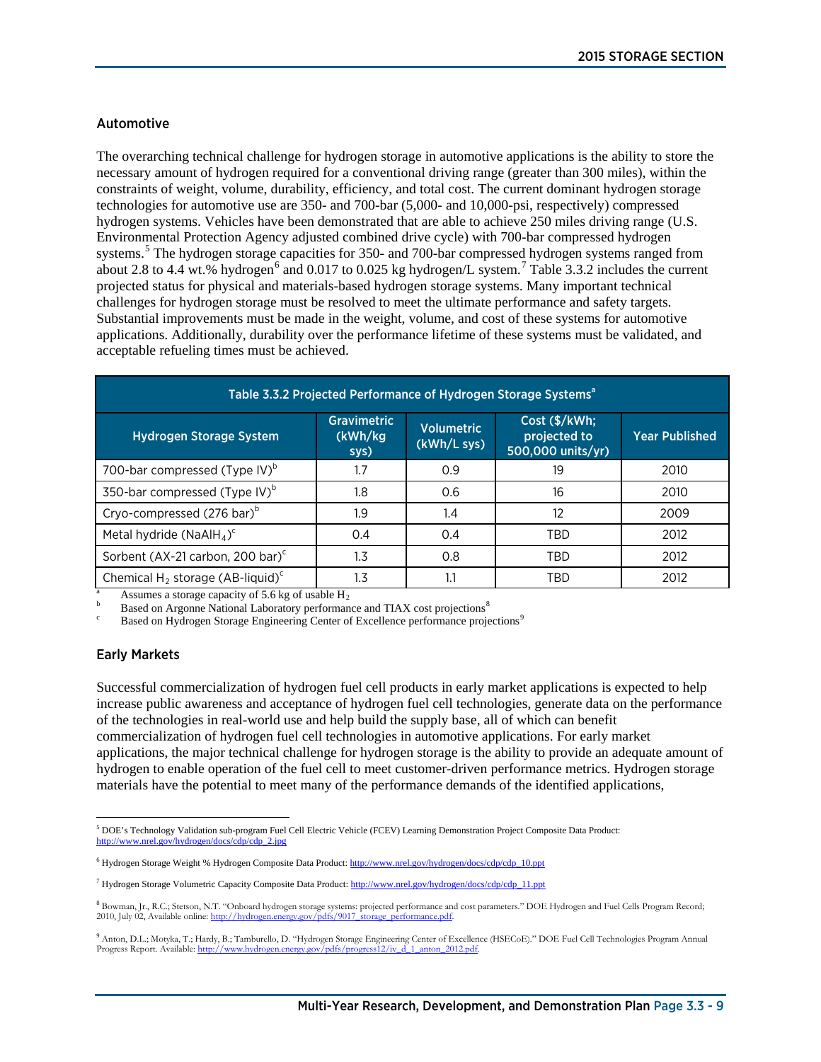## Automotive

The overarching technical challenge for hydrogen storage in automotive applications is the ability to store the necessary amount of hydrogen required for a conventional driving range (greater than 300 miles), within the constraints of weight, volume, durability, efficiency, and total cost. The current dominant hydrogen storage technologies for automotive use are 350- and 700-bar (5,000- and 10,000-psi, respectively) compressed hydrogen systems. Vehicles have been demonstrated that are able to achieve 250 miles driving range (U.S. Environmental Protection Agency adjusted combined drive cycle) with 700-bar compressed hydrogen systems.[5] The hydrogen storage capacities for 350- and 700-bar compressed hydrogen systems ranged from about 2.8 to 4.4 wt.% hydrogen[6] and 0.017 to 0.025 kg hydrogen/L system.[7] Table 3.3.2 includes the current projected status for physical and materials-based hydrogen storage systems. Many important technical challenges for hydrogen storage must be resolved to meet the ultimate performance and safety targets. Substantial improvements must be made in the weight, volume, and cost of these systems for automotive applications. Additionally, durability over the performance lifetime of these systems must be validated, and acceptable refueling times must be achieved.

**Table 3.3.2 Projected Performance of Hydrogen Storage Systems[a]**

| Hydrogen Storage System | Gravimetric (kWh/kg sys) | Volumetric (kWh/L sys) | Cost ($/kWh; projected to 500,000 units/yr) | Year Published |
|---|---|---|---|---|
| 700-bar compressed (Type IV)[b] | 1.7 | 0.9 | 19 | 2010 |
| 350-bar compressed (Type IV)[b] | 1.8 | 0.6 | 16 | 2010 |
| Cryo-compressed (276 bar)[b] | 1.9 | 1.4 | 12 | 2009 |
| Metal hydride ($NaAlH_4$)[c] | 0.4 | 0.4 | TBD | 2012 |
| Sorbent (AX-21 carbon, 200 bar)[c] | 1.3 | 0.8 | TBD | 2012 |
| Chemical $H_2$ storage (AB-liquid)[c] | 1.3 | 1.1 | TBD | 2012 |

[a] Assumes a storage capacity of 5.6 kg of usable $H_2$

[b] Based on Argonne National Laboratory performance and TIAX cost projections[8]

[c] Based on Hydrogen Storage Engineering Center of Excellence performance projections[9]

## Early Markets

Successful commercialization of hydrogen fuel cell products in early market applications is expected to help increase public awareness and acceptance of hydrogen fuel cell technologies, generate data on the performance of the technologies in real-world use and help build the supply base, all of which can benefit commercialization of hydrogen fuel cell technologies in automotive applications. For early market applications, the major technical challenge for hydrogen storage is the ability to provide an adequate amount of hydrogen to enable operation of the fuel cell to meet customer-driven performance metrics. Hydrogen storage materials have the potential to meet many of the performance demands of the identified applications,

---

[5] DOE's Technology Validation sub-program Fuel Cell Electric Vehicle (FCEV) Learning Demonstration Project Composite Data Product: http://www.nrel.gov/hydrogen/docs/cdp/cdp_2.jpg

[6] Hydrogen Storage Weight % Hydrogen Composite Data Product: http://www.nrel.gov/hydrogen/docs/cdp/cdp_10.ppt

[7] Hydrogen Storage Volumetric Capacity Composite Data Product: http://www.nrel.gov/hydrogen/docs/cdp/cdp_11.ppt

[8] Bowman, Jr., R.C.; Stetson, N.T. "Onboard hydrogen storage systems: projected performance and cost parameters." DOE Hydrogen and Fuel Cells Program Record; 2010, July 02, Available online: http://hydrogen.energy.gov/pdfs/9017_storage_performance.pdf.

[9] Anton, D.L.; Motyka, T.; Hardy, B.; Tamburello, D. "Hydrogen Storage Engineering Center of Excellence (HSECoE)." DOE Fuel Cell Technologies Program Annual Progress Report. Available: http://www.hydrogen.energy.gov/pdfs/progress12/iv_d_1_anton_2012.pdf.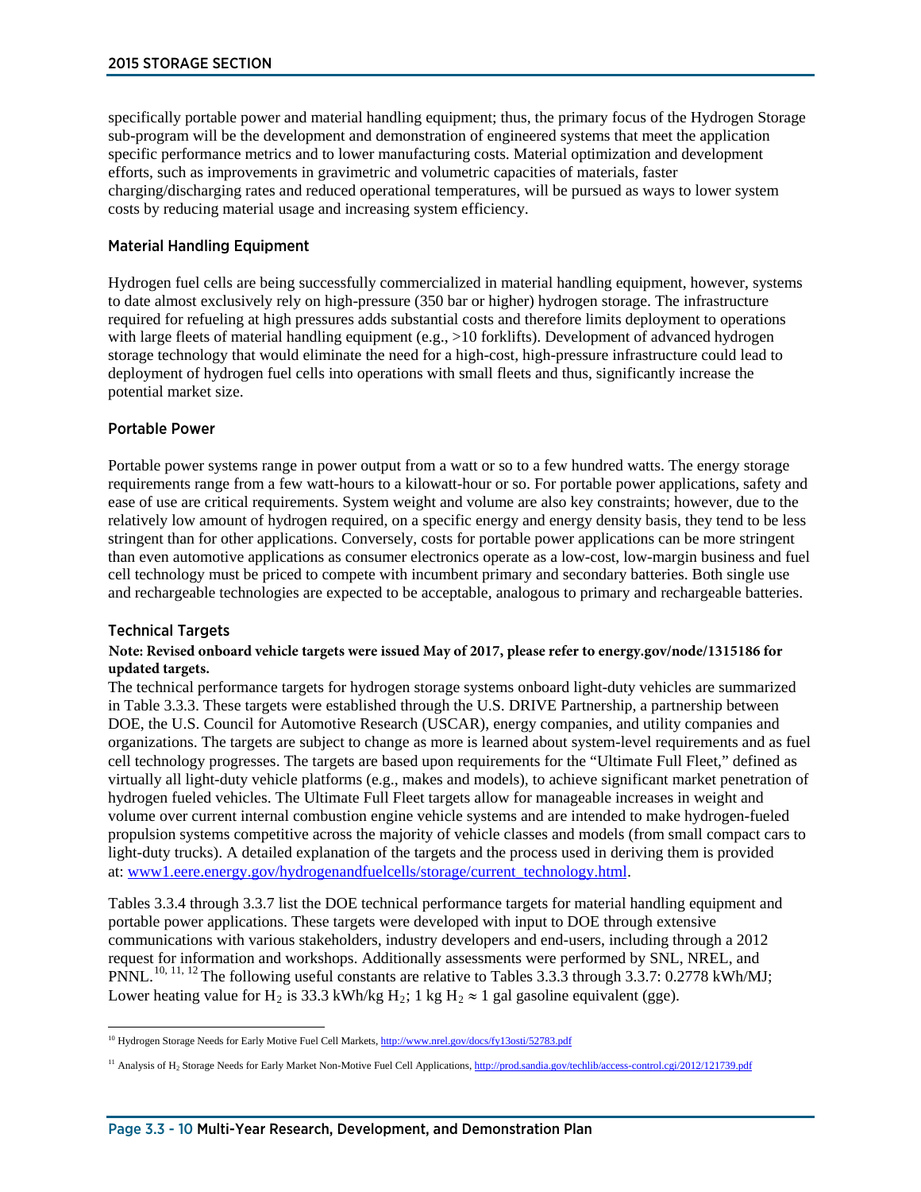specifically portable power and material handling equipment; thus, the primary focus of the Hydrogen Storage sub-program will be the development and demonstration of engineered systems that meet the application specific performance metrics and to lower manufacturing costs. Material optimization and development efforts, such as improvements in gravimetric and volumetric capacities of materials, faster charging/discharging rates and reduced operational temperatures, will be pursued as ways to lower system costs by reducing material usage and increasing system efficiency.

### Material Handling Equipment

Hydrogen fuel cells are being successfully commercialized in material handling equipment, however, systems to date almost exclusively rely on high-pressure (350 bar or higher) hydrogen storage. The infrastructure required for refueling at high pressures adds substantial costs and therefore limits deployment to operations with large fleets of material handling equipment (e.g., >10 forklifts). Development of advanced hydrogen storage technology that would eliminate the need for a high-cost, high-pressure infrastructure could lead to deployment of hydrogen fuel cells into operations with small fleets and thus, significantly increase the potential market size.

### Portable Power

Portable power systems range in power output from a watt or so to a few hundred watts. The energy storage requirements range from a few watt-hours to a kilowatt-hour or so. For portable power applications, safety and ease of use are critical requirements. System weight and volume are also key constraints; however, due to the relatively low amount of hydrogen required, on a specific energy and energy density basis, they tend to be less stringent than for other applications. Conversely, costs for portable power applications can be more stringent than even automotive applications as consumer electronics operate as a low-cost, low-margin business and fuel cell technology must be priced to compete with incumbent primary and secondary batteries. Both single use and rechargeable technologies are expected to be acceptable, analogous to primary and rechargeable batteries.

### Technical Targets

**Note: Revised onboard vehicle targets were issued May of 2017, please refer to energy.gov/node/1315186 for updated targets.**

The technical performance targets for hydrogen storage systems onboard light-duty vehicles are summarized in Table 3.3.3. These targets were established through the U.S. DRIVE Partnership, a partnership between DOE, the U.S. Council for Automotive Research (USCAR), energy companies, and utility companies and organizations. The targets are subject to change as more is learned about system-level requirements and as fuel cell technology progresses. The targets are based upon requirements for the "Ultimate Full Fleet," defined as virtually all light-duty vehicle platforms (e.g., makes and models), to achieve significant market penetration of hydrogen fueled vehicles. The Ultimate Full Fleet targets allow for manageable increases in weight and volume over current internal combustion engine vehicle systems and are intended to make hydrogen-fueled propulsion systems competitive across the majority of vehicle classes and models (from small compact cars to light-duty trucks). A detailed explanation of the targets and the process used in deriving them is provided at: www1.eere.energy.gov/hydrogenandfuelcells/storage/current_technology.html.

Tables 3.3.4 through 3.3.7 list the DOE technical performance targets for material handling equipment and portable power applications. These targets were developed with input to DOE through extensive communications with various stakeholders, industry developers and end-users, including through a 2012 request for information and workshops. Additionally assessments were performed by SNL, NREL, and PNNL.[10, 11, 12] The following useful constants are relative to Tables 3.3.3 through 3.3.7: 0.2778 kWh/MJ; Lower heating value for $H_2$ is 33.3 kWh/kg $H_2$; 1 kg $H_2 \approx$ 1 gal gasoline equivalent (gge).

---

[10] Hydrogen Storage Needs for Early Motive Fuel Cell Markets, http://www.nrel.gov/docs/fy13osti/52783.pdf

[11] Analysis of $H_2$ Storage Needs for Early Market Non-Motive Fuel Cell Applications, http://prod.sandia.gov/techlib/access-control.cgi/2012/121739.pdf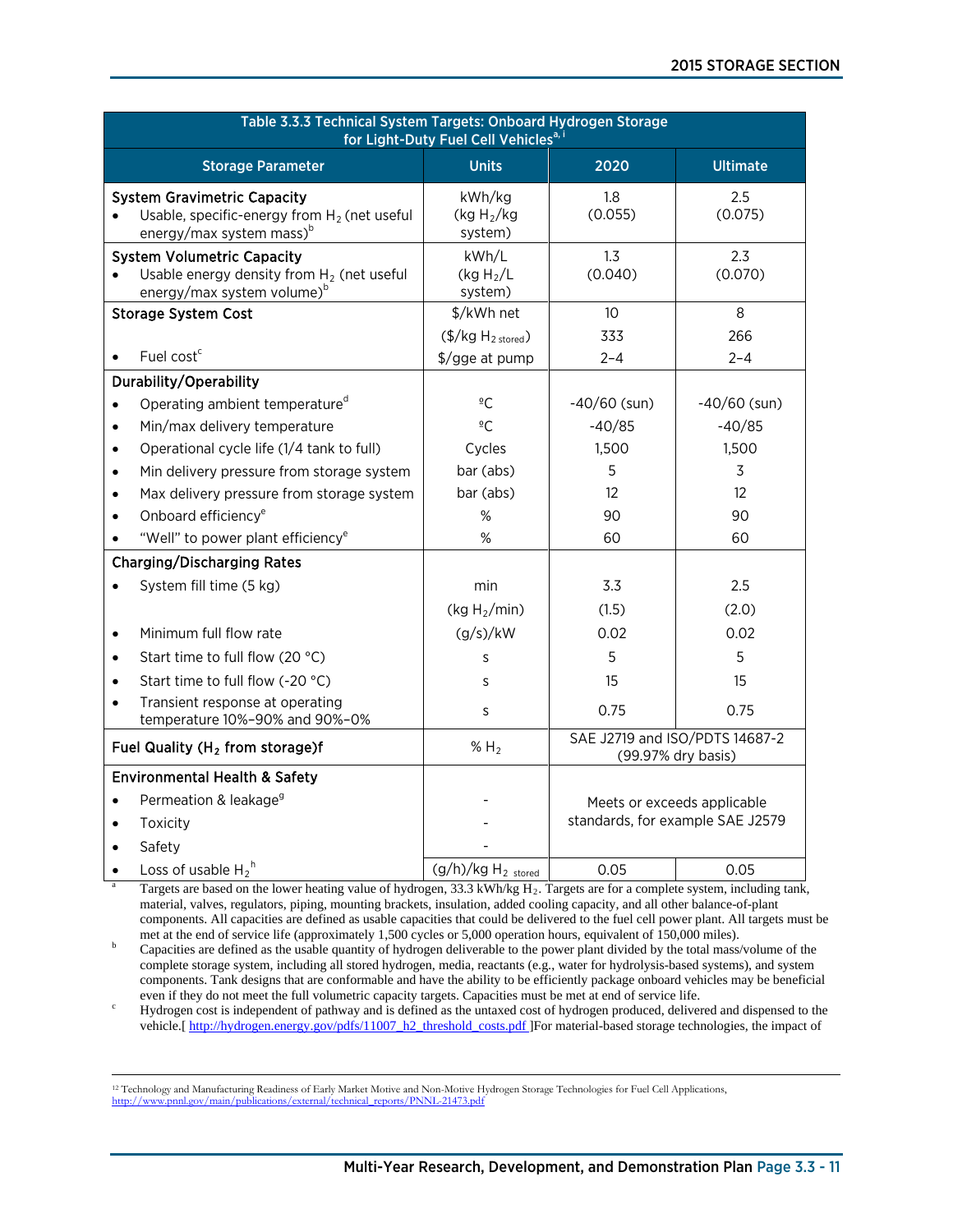**Table 3.3.3 Technical System Targets: Onboard Hydrogen Storage for Light-Duty Fuel Cell Vehicles[a, i]**

| Storage Parameter | Units | 2020 | Ultimate |
|---|---|---|---|
| **System Gravimetric Capacity** | | | |
| • Usable, specific-energy from $H_2$ (net useful energy/max system mass)[b] | kWh/kg ($kg\ H_2/kg$ system) | 1.8 (0.055) | 2.5 (0.075) |
| **System Volumetric Capacity** | | | |
| • Usable energy density from $H_2$ (net useful energy/max system volume)[b] | kWh/L ($kg\ H_2/L$ system) | 1.3 (0.040) | 2.3 (0.070) |
| **Storage System Cost** | $/kWh net | 10 | 8 |
| | ($/kg $H_{2\ stored}$) | 333 | 266 |
| • Fuel cost[c] | $/gge at pump | 2–4 | 2–4 |
| **Durability/Operability** | | | |
| • Operating ambient temperature[d] | ºC | -40/60 (sun) | -40/60 (sun) |
| • Min/max delivery temperature | ºC | -40/85 | -40/85 |
| • Operational cycle life (1/4 tank to full) | Cycles | 1,500 | 1,500 |
| • Min delivery pressure from storage system | bar (abs) | 5 | 3 |
| • Max delivery pressure from storage system | bar (abs) | 12 | 12 |
| • Onboard efficiency[e] | % | 90 | 90 |
| • "Well" to power plant efficiency[e] | % | 60 | 60 |
| **Charging/Discharging Rates** | | | |
| • System fill time (5 kg) | min | 3.3 | 2.5 |
| | ($kg\ H_2$/min) | (1.5) | (2.0) |
| • Minimum full flow rate | (g/s)/kW | 0.02 | 0.02 |
| • Start time to full flow (20 °C) | s | 5 | 5 |
| • Start time to full flow (-20 °C) | s | 15 | 15 |
| • Transient response at operating temperature 10%–90% and 90%–0% | s | 0.75 | 0.75 |
| **Fuel Quality ($H_2$ from storage)f** | % $H_2$ | SAE J2719 and ISO/PDTS 14687-2 (99.97% dry basis) | |
| **Environmental Health & Safety** | | | |
| • Permeation & leakage[g] | - | Meets or exceeds applicable standards, for example SAE J2579 | |
| • Toxicity | - | | |
| • Safety | - | | |
| • Loss of usable $H_2$[h] | (g/h)/kg $H_{2\ stored}$ | 0.05 | 0.05 |

[a] Targets are based on the lower heating value of hydrogen, 33.3 kWh/kg $H_2$. Targets are for a complete system, including tank, material, valves, regulators, piping, mounting brackets, insulation, added cooling capacity, and all other balance-of-plant components. All capacities are defined as usable capacities that could be delivered to the fuel cell power plant. All targets must be met at the end of service life (approximately 1,500 cycles or 5,000 operation hours, equivalent of 150,000 miles).

[b] Capacities are defined as the usable quantity of hydrogen deliverable to the power plant divided by the total mass/volume of the complete storage system, including all stored hydrogen, media, reactants (e.g., water for hydrolysis-based systems), and system components. Tank designs that are conformable and have the ability to be efficiently package onboard vehicles may be beneficial even if they do not meet the full volumetric capacity targets. Capacities must be met at end of service life.

[c] Hydrogen cost is independent of pathway and is defined as the untaxed cost of hydrogen produced, delivered and dispensed to the vehicle.[ http://hydrogen.energy.gov/pdfs/11007_h2_threshold_costs.pdf ]For material-based storage technologies, the impact of

---

[12] Technology and Manufacturing Readiness of Early Market Motive and Non-Motive Hydrogen Storage Technologies for Fuel Cell Applications, http://www.pnnl.gov/main/publications/external/technical_reports/PNNL-21473.pdf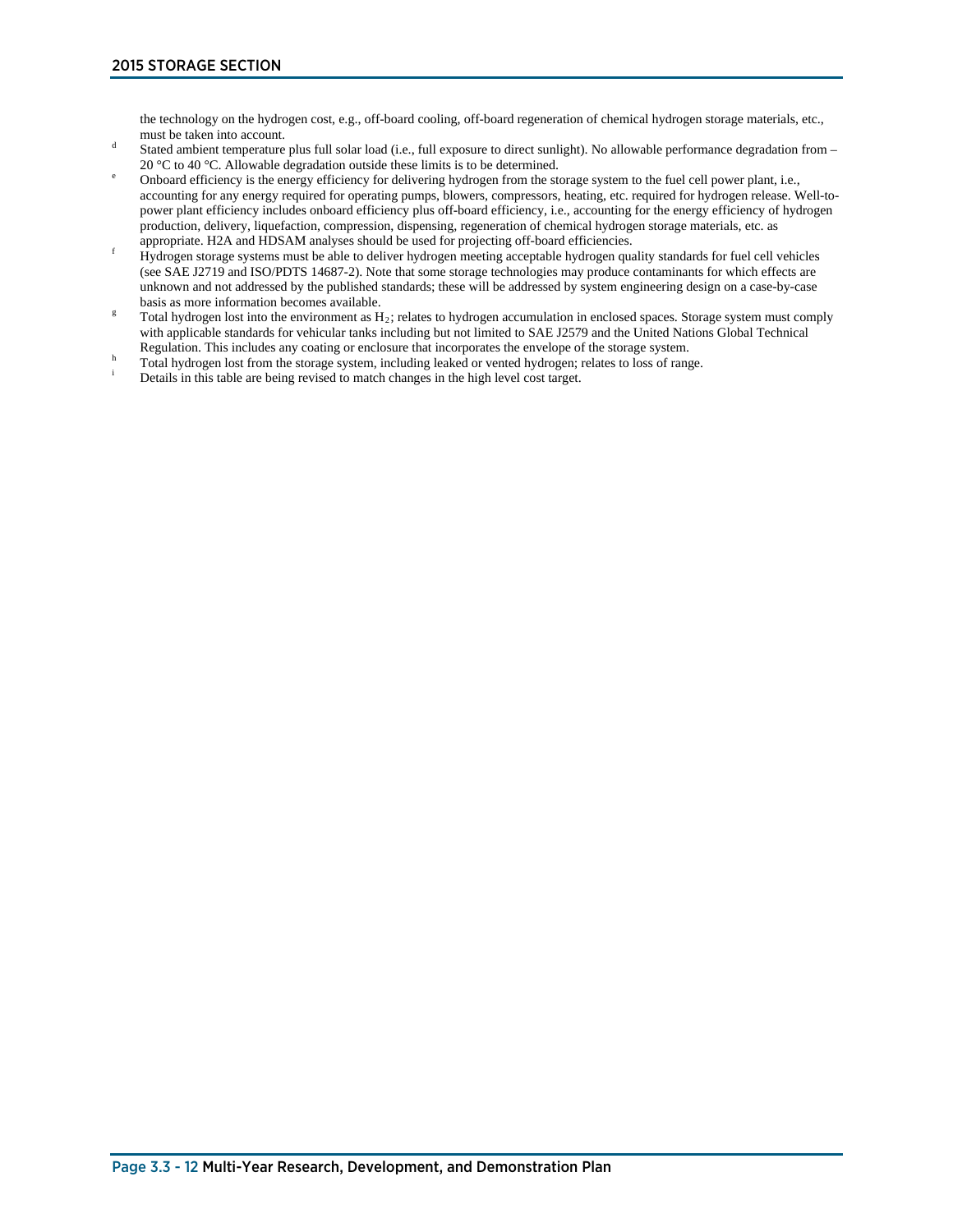the technology on the hydrogen cost, e.g., off-board cooling, off-board regeneration of chemical hydrogen storage materials, etc., must be taken into account.

[d] Stated ambient temperature plus full solar load (i.e., full exposure to direct sunlight). No allowable performance degradation from – 20 °C to 40 °C. Allowable degradation outside these limits is to be determined.

[e] Onboard efficiency is the energy efficiency for delivering hydrogen from the storage system to the fuel cell power plant, i.e., accounting for any energy required for operating pumps, blowers, compressors, heating, etc. required for hydrogen release. Well-to-power plant efficiency includes onboard efficiency plus off-board efficiency, i.e., accounting for the energy efficiency of hydrogen production, delivery, liquefaction, compression, dispensing, regeneration of chemical hydrogen storage materials, etc. as appropriate. H2A and HDSAM analyses should be used for projecting off-board efficiencies.

[f] Hydrogen storage systems must be able to deliver hydrogen meeting acceptable hydrogen quality standards for fuel cell vehicles (see SAE J2719 and ISO/PDTS 14687-2). Note that some storage technologies may produce contaminants for which effects are unknown and not addressed by the published standards; these will be addressed by system engineering design on a case-by-case basis as more information becomes available.

[g] Total hydrogen lost into the environment as $H_2$; relates to hydrogen accumulation in enclosed spaces. Storage system must comply with applicable standards for vehicular tanks including but not limited to SAE J2579 and the United Nations Global Technical Regulation. This includes any coating or enclosure that incorporates the envelope of the storage system.

[h] Total hydrogen lost from the storage system, including leaked or vented hydrogen; relates to loss of range.

[i] Details in this table are being revised to match changes in the high level cost target.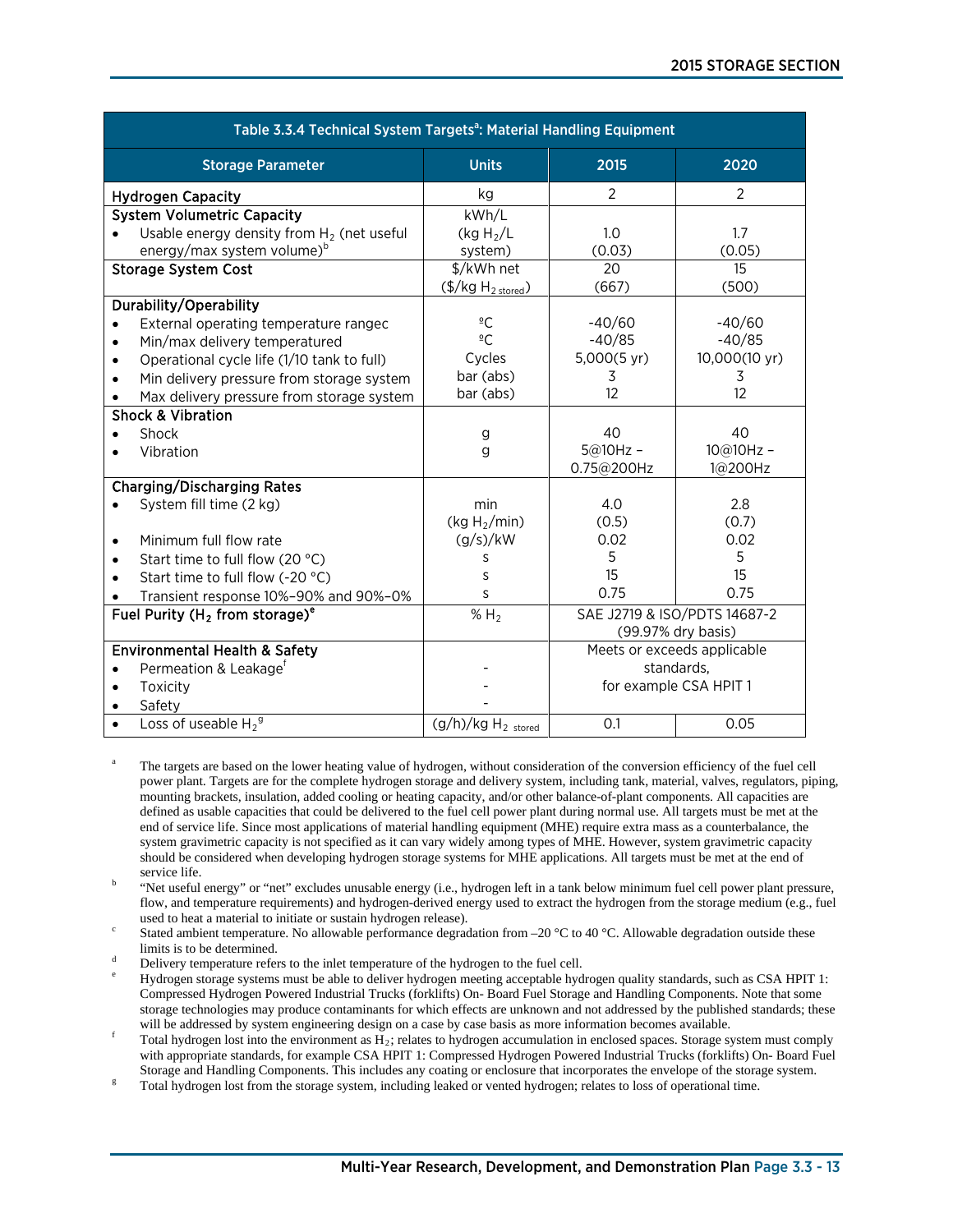| Table 3.3.4 Technical System Targets[a]: Material Handling Equipment | | | |
|---|---|---|---|
| **Storage Parameter** | **Units** | **2015** | **2020** |
| **Hydrogen Capacity** | kg | 2 | 2 |
| **System Volumetric Capacity**<br>• Usable energy density from $H_2$ (net useful energy/max system volume)[b] | kWh/L<br>(kg $H_2$/L system) | 1.0<br>(0.03) | 1.7<br>(0.05) |
| **Storage System Cost** | \$/kWh net<br>(\$/kg $H_{2\ stored}$) | 20<br>(667) | 15<br>(500) |
| **Durability/Operability**<br>• External operating temperature rangec<br>• Min/max delivery temperatured<br>• Operational cycle life (1/10 tank to full)<br>• Min delivery pressure from storage system<br>• Max delivery pressure from storage system | <br>ºC<br>ºC<br>Cycles<br>bar (abs)<br>bar (abs) | <br>-40/60<br>-40/85<br>5,000(5 yr)<br>3<br>12 | <br>-40/60<br>-40/85<br>10,000(10 yr)<br>3<br>12 |
| **Shock & Vibration**<br>• Shock<br>• Vibration | <br>g<br>g | <br>40<br>5@10Hz – 0.75@200Hz | <br>40<br>10@10Hz – 1@200Hz |
| **Charging/Discharging Rates**<br>• System fill time (2 kg)<br><br>• Minimum full flow rate<br>• Start time to full flow (20 °C)<br>• Start time to full flow (-20 °C)<br>• Transient response 10%–90% and 90%–0% | <br>min<br>(kg $H_2$/min)<br>(g/s)/kW<br>s<br>s<br>s | <br>4.0<br>(0.5)<br>0.02<br>5<br>15<br>0.75 | <br>2.8<br>(0.7)<br>0.02<br>5<br>15<br>0.75 |
| **Fuel Purity ($H_2$ from storage)[e]** | % $H_2$ | SAE J2719 & ISO/PDTS 14687-2 (99.97% dry basis) | |
| **Environmental Health & Safety**<br>• Permeation & Leakage[f]<br>• Toxicity<br>• Safety | <br>-<br>-<br>- | Meets or exceeds applicable standards, for example CSA HPIT 1 | |
| • Loss of useable $H_2$[g] | (g/h)/kg $H_{2\ stored}$ | 0.1 | 0.05 |

[a] The targets are based on the lower heating value of hydrogen, without consideration of the conversion efficiency of the fuel cell power plant. Targets are for the complete hydrogen storage and delivery system, including tank, material, valves, regulators, piping, mounting brackets, insulation, added cooling or heating capacity, and/or other balance-of-plant components. All capacities are defined as usable capacities that could be delivered to the fuel cell power plant during normal use. All targets must be met at the end of service life. Since most applications of material handling equipment (MHE) require extra mass as a counterbalance, the system gravimetric capacity is not specified as it can vary widely among types of MHE. However, system gravimetric capacity should be considered when developing hydrogen storage systems for MHE applications. All targets must be met at the end of service life.

[b] "Net useful energy" or "net" excludes unusable energy (i.e., hydrogen left in a tank below minimum fuel cell power plant pressure, flow, and temperature requirements) and hydrogen-derived energy used to extract the hydrogen from the storage medium (e.g., fuel used to heat a material to initiate or sustain hydrogen release).

[c] Stated ambient temperature. No allowable performance degradation from –20 °C to 40 °C. Allowable degradation outside these limits is to be determined.

[d] Delivery temperature refers to the inlet temperature of the hydrogen to the fuel cell.

[e] Hydrogen storage systems must be able to deliver hydrogen meeting acceptable hydrogen quality standards, such as CSA HPIT 1: Compressed Hydrogen Powered Industrial Trucks (forklifts) On- Board Fuel Storage and Handling Components. Note that some storage technologies may produce contaminants for which effects are unknown and not addressed by the published standards; these will be addressed by system engineering design on a case by case basis as more information becomes available.

[f] Total hydrogen lost into the environment as $H_2$; relates to hydrogen accumulation in enclosed spaces. Storage system must comply with appropriate standards, for example CSA HPIT 1: Compressed Hydrogen Powered Industrial Trucks (forklifts) On- Board Fuel Storage and Handling Components. This includes any coating or enclosure that incorporates the envelope of the storage system.

[g] Total hydrogen lost from the storage system, including leaked or vented hydrogen; relates to loss of operational time.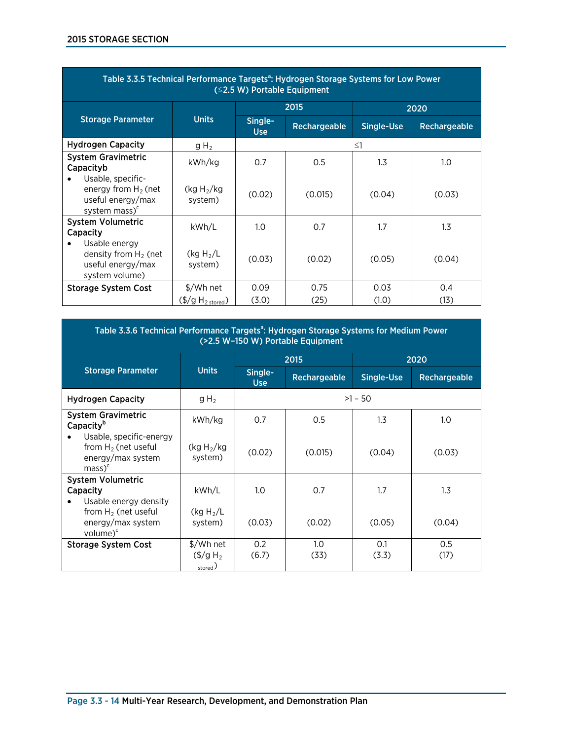| Table 3.3.5 Technical Performance Targets[a]: Hydrogen Storage Systems for Low Power (≤2.5 W) Portable Equipment | | | | | |
|---|---|---|---|---|---|
| Storage Parameter | Units | 2015 | | 2020 | |
| | | Single-Use | Rechargeable | Single-Use | Rechargeable |
| Hydrogen Capacity | g $H_2$ | ≤1 | | | |
| System Gravimetric Capacityb<br>• Usable, specific-energy from $H_2$ (net useful energy/max system mass)[c] | kWh/kg<br><br>(kg $H_2$/kg system) | 0.7<br><br>(0.02) | 0.5<br><br>(0.015) | 1.3<br><br>(0.04) | 1.0<br><br>(0.03) |
| System Volumetric Capacity<br>• Usable energy density from $H_2$ (net useful energy/max system volume) | kWh/L<br><br>(kg $H_2$/L system) | 1.0<br><br>(0.03) | 0.7<br><br>(0.02) | 1.7<br><br>(0.05) | 1.3<br><br>(0.04) |
| Storage System Cost | \$/Wh net<br>(\$/g $H_{2\ stored}$) | 0.09<br>(3.0) | 0.75<br>(25) | 0.03<br>(1.0) | 0.4<br>(13) |

| Table 3.3.6 Technical Performance Targets[a]: Hydrogen Storage Systems for Medium Power (>2.5 W–150 W) Portable Equipment | | | | | |
|---|---|---|---|---|---|
| Storage Parameter | Units | 2015 | | 2020 | |
| | | Single-Use | Rechargeable | Single-Use | Rechargeable |
| Hydrogen Capacity | g $H_2$ | >1 – 50 | | | |
| System Gravimetric Capacity[b]<br>• Usable, specific-energy from $H_2$ (net useful energy/max system mass)[c] | kWh/kg<br><br>(kg $H_2$/kg system) | 0.7<br><br>(0.02) | 0.5<br><br>(0.015) | 1.3<br><br>(0.04) | 1.0<br><br>(0.03) |
| System Volumetric Capacity<br>• Usable energy density from $H_2$ (net useful energy/max system volume)[c] | kWh/L<br><br>(kg $H_2$/L system) | 1.0<br><br>(0.03) | 0.7<br><br>(0.02) | 1.7<br><br>(0.05) | 1.3<br><br>(0.04) |
| Storage System Cost | \$/Wh net<br>(\$/g $H_{2\ stored}$) | 0.2<br>(6.7) | 1.0<br>(33) | 0.1<br>(3.3) | 0.5<br>(17) |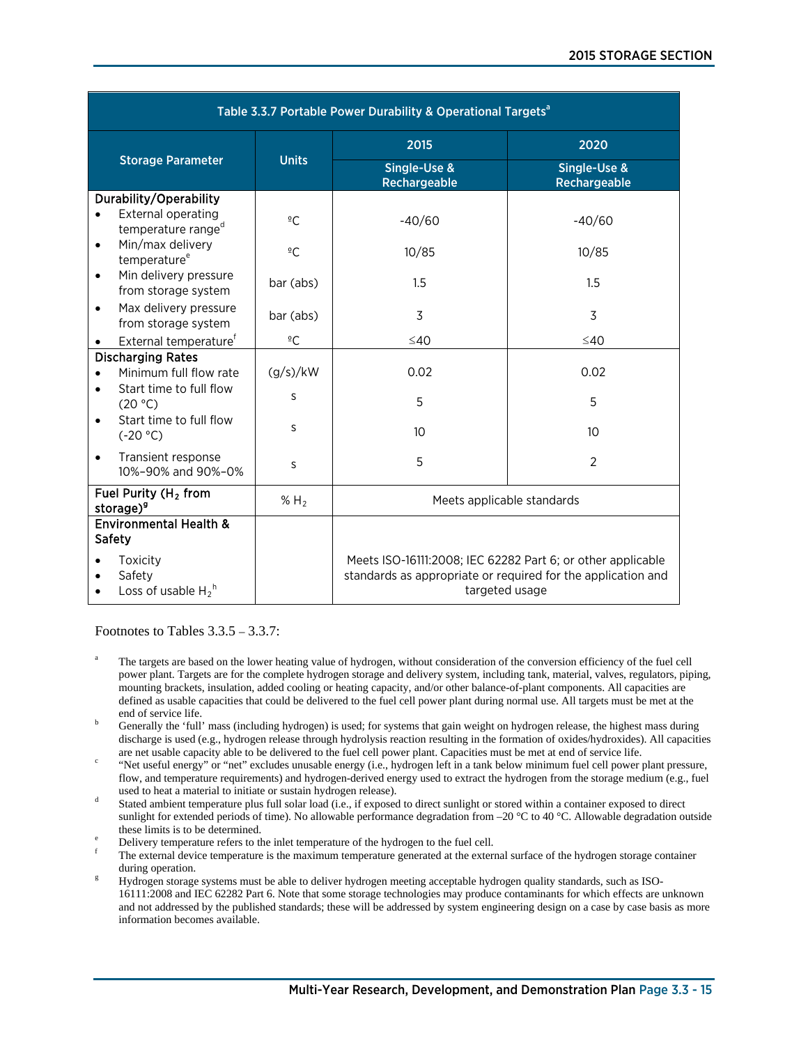| Table 3.3.7 Portable Power Durability & Operational Targets[a] | | | |
|---|---|---|---|
| **Storage Parameter** | **Units** | **2015** | **2020** |
| | | **Single-Use & Rechargeable** | **Single-Use & Rechargeable** |
| **Durability/Operability** | | | |
| • External operating temperature range[d] | ºC | -40/60 | -40/60 |
| • Min/max delivery temperature[e] | ºC | 10/85 | 10/85 |
| • Min delivery pressure from storage system | bar (abs) | 1.5 | 1.5 |
| • Max delivery pressure from storage system | bar (abs) | 3 | 3 |
| • External temperature[f] | ºC | ≤40 | ≤40 |
| **Discharging Rates** | | | |
| • Minimum full flow rate | (g/s)/kW | 0.02 | 0.02 |
| • Start time to full flow (20 °C) | s | 5 | 5 |
| • Start time to full flow (-20 °C) | s | 10 | 10 |
| • Transient response 10%–90% and 90%–0% | s | 5 | 2 |
| **Fuel Purity ($H_2$ from storage)[g]** | % $H_2$ | Meets applicable standards | |
| **Environmental Health & Safety** • Toxicity • Safety • Loss of usable $H_2$[h] | | Meets ISO-16111:2008; IEC 62282 Part 6; or other applicable standards as appropriate or required for the application and targeted usage | |

Footnotes to Tables 3.3.5 – 3.3.7:

[a] The targets are based on the lower heating value of hydrogen, without consideration of the conversion efficiency of the fuel cell power plant. Targets are for the complete hydrogen storage and delivery system, including tank, material, valves, regulators, piping, mounting brackets, insulation, added cooling or heating capacity, and/or other balance-of-plant components. All capacities are defined as usable capacities that could be delivered to the fuel cell power plant during normal use. All targets must be met at the end of service life.

[b] Generally the 'full' mass (including hydrogen) is used; for systems that gain weight on hydrogen release, the highest mass during discharge is used (e.g., hydrogen release through hydrolysis reaction resulting in the formation of oxides/hydroxides). All capacities are net usable capacity able to be delivered to the fuel cell power plant. Capacities must be met at end of service life.

[c] "Net useful energy" or "net" excludes unusable energy (i.e., hydrogen left in a tank below minimum fuel cell power plant pressure, flow, and temperature requirements) and hydrogen-derived energy used to extract the hydrogen from the storage medium (e.g., fuel used to heat a material to initiate or sustain hydrogen release).

[d] Stated ambient temperature plus full solar load (i.e., if exposed to direct sunlight or stored within a container exposed to direct sunlight for extended periods of time). No allowable performance degradation from –20 °C to 40 °C. Allowable degradation outside these limits is to be determined.

[e] Delivery temperature refers to the inlet temperature of the hydrogen to the fuel cell.

[f] The external device temperature is the maximum temperature generated at the external surface of the hydrogen storage container during operation.

[g] Hydrogen storage systems must be able to deliver hydrogen meeting acceptable hydrogen quality standards, such as ISO-16111:2008 and IEC 62282 Part 6. Note that some storage technologies may produce contaminants for which effects are unknown and not addressed by the published standards; these will be addressed by system engineering design on a case by case basis as more information becomes available.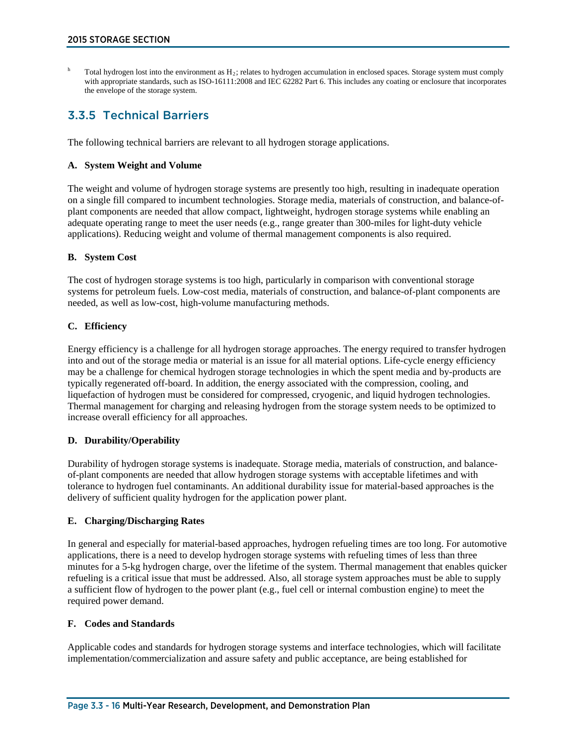[h] Total hydrogen lost into the environment as $H_2$; relates to hydrogen accumulation in enclosed spaces. Storage system must comply with appropriate standards, such as ISO-16111:2008 and IEC 62282 Part 6. This includes any coating or enclosure that incorporates the envelope of the storage system.

## 3.3.5 Technical Barriers

The following technical barriers are relevant to all hydrogen storage applications.

### A. System Weight and Volume

The weight and volume of hydrogen storage systems are presently too high, resulting in inadequate operation on a single fill compared to incumbent technologies. Storage media, materials of construction, and balance-of-plant components are needed that allow compact, lightweight, hydrogen storage systems while enabling an adequate operating range to meet the user needs (e.g., range greater than 300-miles for light-duty vehicle applications). Reducing weight and volume of thermal management components is also required.

### B. System Cost

The cost of hydrogen storage systems is too high, particularly in comparison with conventional storage systems for petroleum fuels. Low-cost media, materials of construction, and balance-of-plant components are needed, as well as low-cost, high-volume manufacturing methods.

### C. Efficiency

Energy efficiency is a challenge for all hydrogen storage approaches. The energy required to transfer hydrogen into and out of the storage media or material is an issue for all material options. Life-cycle energy efficiency may be a challenge for chemical hydrogen storage technologies in which the spent media and by-products are typically regenerated off-board. In addition, the energy associated with the compression, cooling, and liquefaction of hydrogen must be considered for compressed, cryogenic, and liquid hydrogen technologies. Thermal management for charging and releasing hydrogen from the storage system needs to be optimized to increase overall efficiency for all approaches.

### D. Durability/Operability

Durability of hydrogen storage systems is inadequate. Storage media, materials of construction, and balance-of-plant components are needed that allow hydrogen storage systems with acceptable lifetimes and with tolerance to hydrogen fuel contaminants. An additional durability issue for material-based approaches is the delivery of sufficient quality hydrogen for the application power plant.

### E. Charging/Discharging Rates

In general and especially for material-based approaches, hydrogen refueling times are too long. For automotive applications, there is a need to develop hydrogen storage systems with refueling times of less than three minutes for a 5-kg hydrogen charge, over the lifetime of the system. Thermal management that enables quicker refueling is a critical issue that must be addressed. Also, all storage system approaches must be able to supply a sufficient flow of hydrogen to the power plant (e.g., fuel cell or internal combustion engine) to meet the required power demand.

### F. Codes and Standards

Applicable codes and standards for hydrogen storage systems and interface technologies, which will facilitate implementation/commercialization and assure safety and public acceptance, are being established for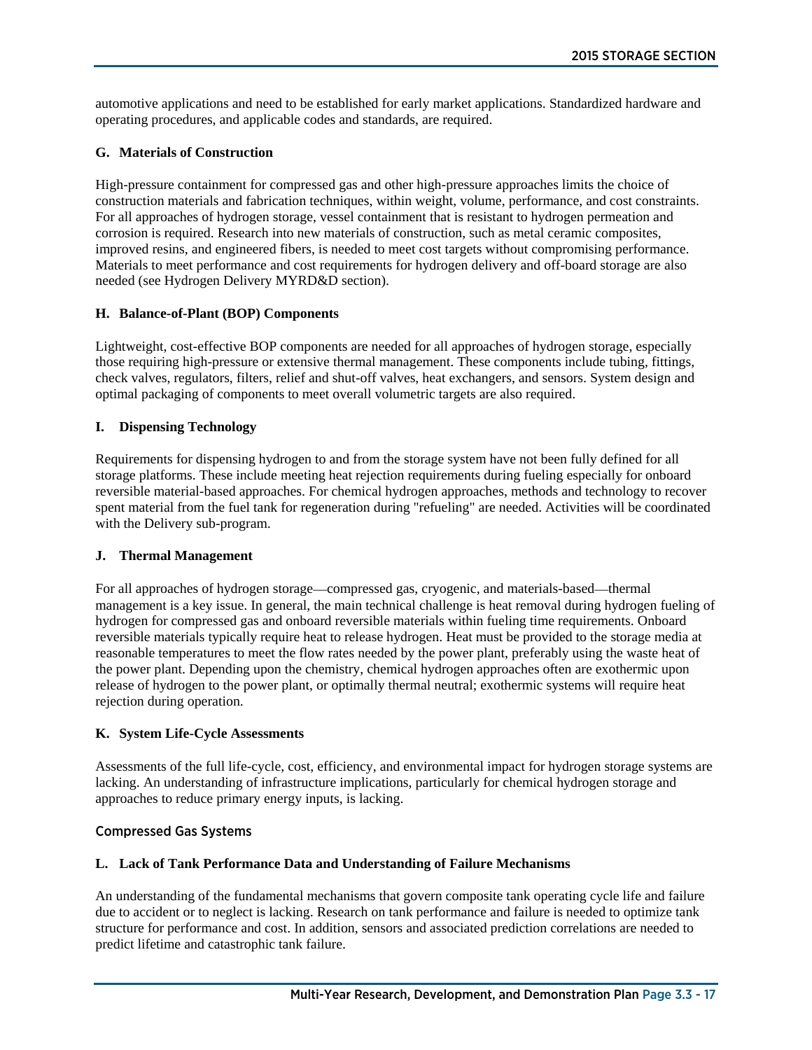automotive applications and need to be established for early market applications. Standardized hardware and operating procedures, and applicable codes and standards, are required.

**G. Materials of Construction**

High-pressure containment for compressed gas and other high-pressure approaches limits the choice of construction materials and fabrication techniques, within weight, volume, performance, and cost constraints. For all approaches of hydrogen storage, vessel containment that is resistant to hydrogen permeation and corrosion is required. Research into new materials of construction, such as metal ceramic composites, improved resins, and engineered fibers, is needed to meet cost targets without compromising performance. Materials to meet performance and cost requirements for hydrogen delivery and off-board storage are also needed (see Hydrogen Delivery MYRD&D section).

**H. Balance-of-Plant (BOP) Components**

Lightweight, cost-effective BOP components are needed for all approaches of hydrogen storage, especially those requiring high-pressure or extensive thermal management. These components include tubing, fittings, check valves, regulators, filters, relief and shut-off valves, heat exchangers, and sensors. System design and optimal packaging of components to meet overall volumetric targets are also required.

**I. Dispensing Technology**

Requirements for dispensing hydrogen to and from the storage system have not been fully defined for all storage platforms. These include meeting heat rejection requirements during fueling especially for onboard reversible material-based approaches. For chemical hydrogen approaches, methods and technology to recover spent material from the fuel tank for regeneration during "refueling" are needed. Activities will be coordinated with the Delivery sub-program.

**J. Thermal Management**

For all approaches of hydrogen storage—compressed gas, cryogenic, and materials-based—thermal management is a key issue. In general, the main technical challenge is heat removal during hydrogen fueling of hydrogen for compressed gas and onboard reversible materials within fueling time requirements. Onboard reversible materials typically require heat to release hydrogen. Heat must be provided to the storage media at reasonable temperatures to meet the flow rates needed by the power plant, preferably using the waste heat of the power plant. Depending upon the chemistry, chemical hydrogen approaches often are exothermic upon release of hydrogen to the power plant, or optimally thermal neutral; exothermic systems will require heat rejection during operation.

**K. System Life-Cycle Assessments**

Assessments of the full life-cycle, cost, efficiency, and environmental impact for hydrogen storage systems are lacking. An understanding of infrastructure implications, particularly for chemical hydrogen storage and approaches to reduce primary energy inputs, is lacking.

### Compressed Gas Systems

**L. Lack of Tank Performance Data and Understanding of Failure Mechanisms**

An understanding of the fundamental mechanisms that govern composite tank operating cycle life and failure due to accident or to neglect is lacking. Research on tank performance and failure is needed to optimize tank structure for performance and cost. In addition, sensors and associated prediction correlations are needed to predict lifetime and catastrophic tank failure.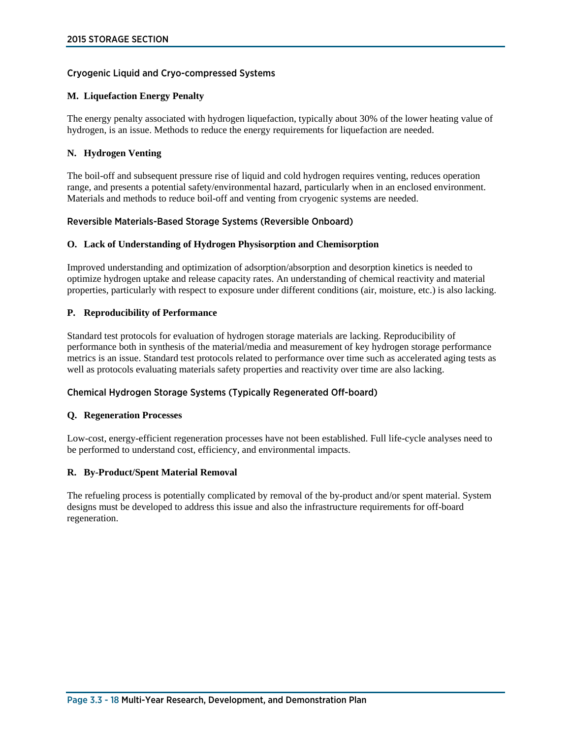### Cryogenic Liquid and Cryo-compressed Systems

**M. Liquefaction Energy Penalty**

The energy penalty associated with hydrogen liquefaction, typically about 30% of the lower heating value of hydrogen, is an issue. Methods to reduce the energy requirements for liquefaction are needed.

**N. Hydrogen Venting**

The boil-off and subsequent pressure rise of liquid and cold hydrogen requires venting, reduces operation range, and presents a potential safety/environmental hazard, particularly when in an enclosed environment. Materials and methods to reduce boil-off and venting from cryogenic systems are needed.

### Reversible Materials-Based Storage Systems (Reversible Onboard)

**O. Lack of Understanding of Hydrogen Physisorption and Chemisorption**

Improved understanding and optimization of adsorption/absorption and desorption kinetics is needed to optimize hydrogen uptake and release capacity rates. An understanding of chemical reactivity and material properties, particularly with respect to exposure under different conditions (air, moisture, etc.) is also lacking.

**P. Reproducibility of Performance**

Standard test protocols for evaluation of hydrogen storage materials are lacking. Reproducibility of performance both in synthesis of the material/media and measurement of key hydrogen storage performance metrics is an issue. Standard test protocols related to performance over time such as accelerated aging tests as well as protocols evaluating materials safety properties and reactivity over time are also lacking.

### Chemical Hydrogen Storage Systems (Typically Regenerated Off-board)

**Q. Regeneration Processes**

Low-cost, energy-efficient regeneration processes have not been established. Full life-cycle analyses need to be performed to understand cost, efficiency, and environmental impacts.

**R. By-Product/Spent Material Removal**

The refueling process is potentially complicated by removal of the by-product and/or spent material. System designs must be developed to address this issue and also the infrastructure requirements for off-board regeneration.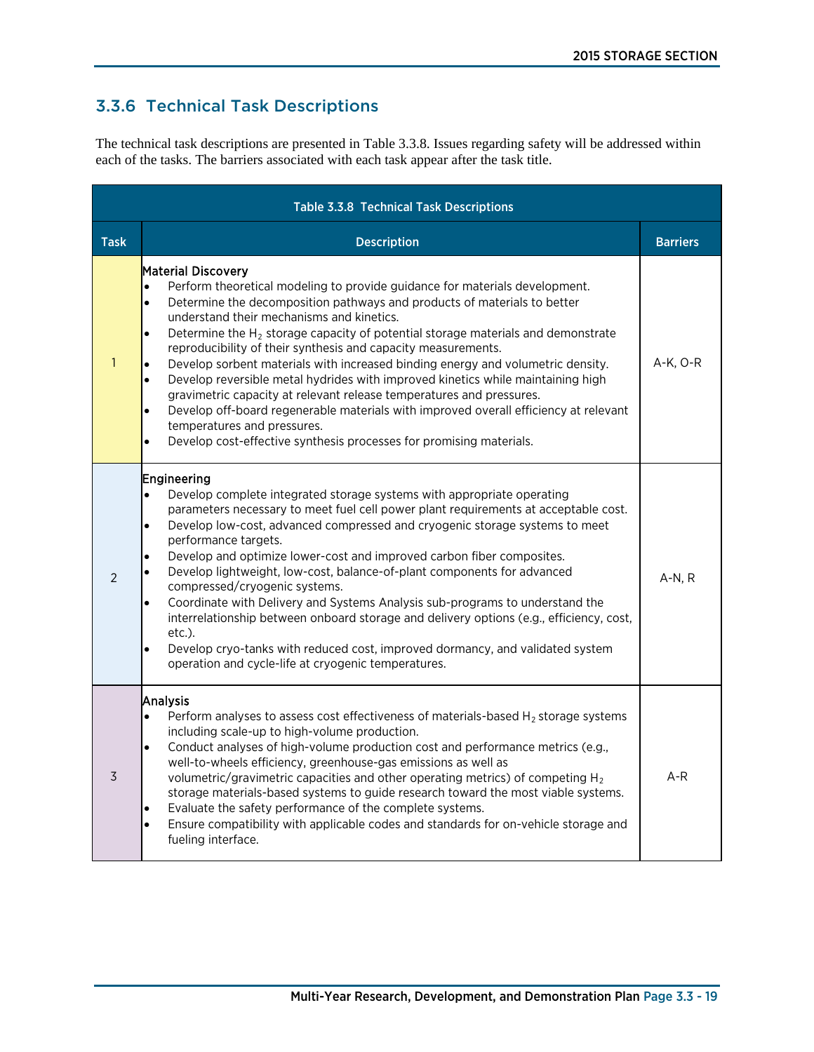### 3.3.6 Technical Task Descriptions

The technical task descriptions are presented in Table 3.3.8. Issues regarding safety will be addressed within each of the tasks. The barriers associated with each task appear after the task title.

**Table 3.3.8 Technical Task Descriptions**

| Task | Description | Barriers |
|---|---|---|
| 1 | **Material Discovery**<br>• Perform theoretical modeling to provide guidance for materials development.<br>• Determine the decomposition pathways and products of materials to better understand their mechanisms and kinetics.<br>• Determine the $H_2$ storage capacity of potential storage materials and demonstrate reproducibility of their synthesis and capacity measurements.<br>• Develop sorbent materials with increased binding energy and volumetric density.<br>• Develop reversible metal hydrides with improved kinetics while maintaining high gravimetric capacity at relevant release temperatures and pressures.<br>• Develop off-board regenerable materials with improved overall efficiency at relevant temperatures and pressures.<br>• Develop cost-effective synthesis processes for promising materials. | A-K, O-R |
| 2 | **Engineering**<br>• Develop complete integrated storage systems with appropriate operating parameters necessary to meet fuel cell power plant requirements at acceptable cost.<br>• Develop low-cost, advanced compressed and cryogenic storage systems to meet performance targets.<br>• Develop and optimize lower-cost and improved carbon fiber composites.<br>• Develop lightweight, low-cost, balance-of-plant components for advanced compressed/cryogenic systems.<br>• Coordinate with Delivery and Systems Analysis sub-programs to understand the interrelationship between onboard storage and delivery options (e.g., efficiency, cost, etc.).<br>• Develop cryo-tanks with reduced cost, improved dormancy, and validated system operation and cycle-life at cryogenic temperatures. | A-N, R |
| 3 | **Analysis**<br>• Perform analyses to assess cost effectiveness of materials-based $H_2$ storage systems including scale-up to high-volume production.<br>• Conduct analyses of high-volume production cost and performance metrics (e.g., well-to-wheels efficiency, greenhouse-gas emissions as well as volumetric/gravimetric capacities and other operating metrics) of competing $H_2$ storage materials-based systems to guide research toward the most viable systems.<br>• Evaluate the safety performance of the complete systems.<br>• Ensure compatibility with applicable codes and standards for on-vehicle storage and fueling interface. | A-R |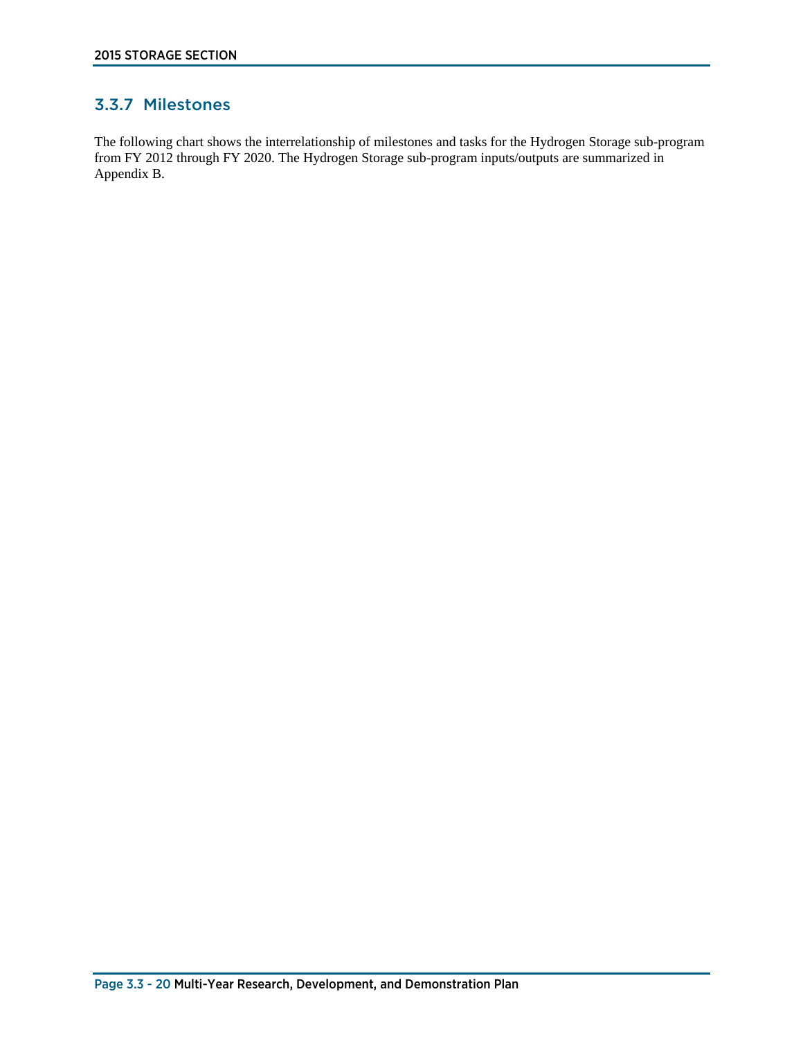### 3.3.7 Milestones

The following chart shows the interrelationship of milestones and tasks for the Hydrogen Storage sub-program from FY 2012 through FY 2020. The Hydrogen Storage sub-program inputs/outputs are summarized in Appendix B.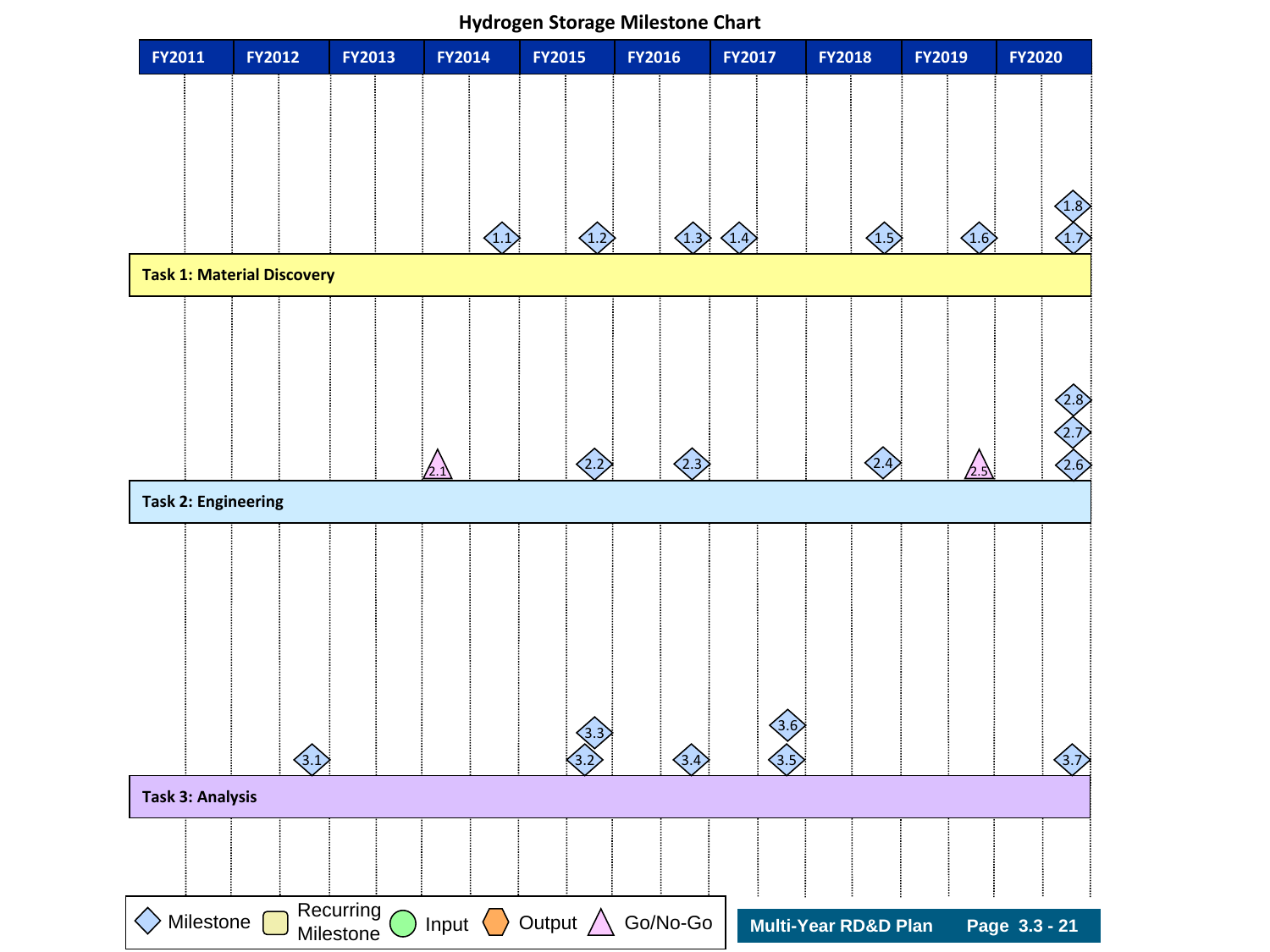# Hydrogen Storage Milestone Chart

| Task | FY2011 | FY2012 | FY2013 | FY2014 | FY2015 | FY2016 | FY2017 | FY2018 | FY2019 | FY2020 |
|---|---|---|---|---|---|---|---|---|---|---|
| Task 1: Material Discovery | | | | 1.1 | 1.2 | 1.3 | 1.4 | 1.5 | 1.6 | 1.7, 1.8 |
| Task 2: Engineering | | | | 2.1 (Go/No-Go) | 2.2 | 2.3 | | 2.4 | 2.5 (Go/No-Go) | 2.6, 2.7, 2.8 |
| Task 3: Analysis | | 3.1 | | | 3.2, 3.3 | 3.4 | 3.5, 3.6 | | | 3.7 |

Legend: Milestone | Recurring Milestone | Input | Output | Go/No-Go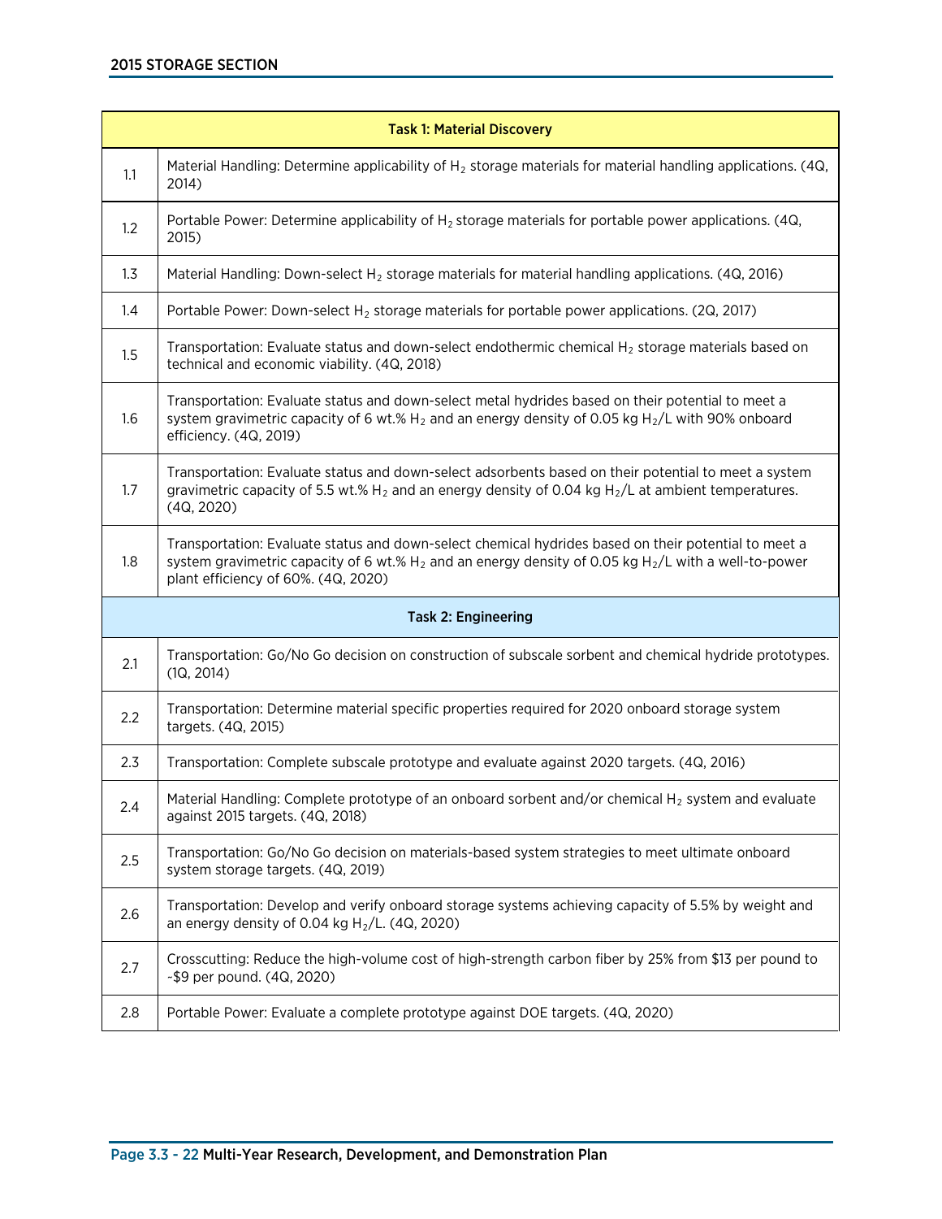| Task 1: Material Discovery | |
|---|---|
| 1.1 | Material Handling: Determine applicability of $H_2$ storage materials for material handling applications. (4Q, 2014) |
| 1.2 | Portable Power: Determine applicability of $H_2$ storage materials for portable power applications. (4Q, 2015) |
| 1.3 | Material Handling: Down-select $H_2$ storage materials for material handling applications. (4Q, 2016) |
| 1.4 | Portable Power: Down-select $H_2$ storage materials for portable power applications. (2Q, 2017) |
| 1.5 | Transportation: Evaluate status and down-select endothermic chemical $H_2$ storage materials based on technical and economic viability. (4Q, 2018) |
| 1.6 | Transportation: Evaluate status and down-select metal hydrides based on their potential to meet a system gravimetric capacity of 6 wt.% $H_2$ and an energy density of 0.05 kg $H_2$/L with 90% onboard efficiency. (4Q, 2019) |
| 1.7 | Transportation: Evaluate status and down-select adsorbents based on their potential to meet a system gravimetric capacity of 5.5 wt.% $H_2$ and an energy density of 0.04 kg $H_2$/L at ambient temperatures. (4Q, 2020) |
| 1.8 | Transportation: Evaluate status and down-select chemical hydrides based on their potential to meet a system gravimetric capacity of 6 wt.% $H_2$ and an energy density of 0.05 kg $H_2$/L with a well-to-power plant efficiency of 60%. (4Q, 2020) |
| **Task 2: Engineering** | |
| 2.1 | Transportation: Go/No Go decision on construction of subscale sorbent and chemical hydride prototypes. (1Q, 2014) |
| 2.2 | Transportation: Determine material specific properties required for 2020 onboard storage system targets. (4Q, 2015) |
| 2.3 | Transportation: Complete subscale prototype and evaluate against 2020 targets. (4Q, 2016) |
| 2.4 | Material Handling: Complete prototype of an onboard sorbent and/or chemical $H_2$ system and evaluate against 2015 targets. (4Q, 2018) |
| 2.5 | Transportation: Go/No Go decision on materials-based system strategies to meet ultimate onboard system storage targets. (4Q, 2019) |
| 2.6 | Transportation: Develop and verify onboard storage systems achieving capacity of 5.5% by weight and an energy density of 0.04 kg $H_2$/L. (4Q, 2020) |
| 2.7 | Crosscutting: Reduce the high-volume cost of high-strength carbon fiber by 25% from $13 per pound to ~$9 per pound. (4Q, 2020) |
| 2.8 | Portable Power: Evaluate a complete prototype against DOE targets. (4Q, 2020) |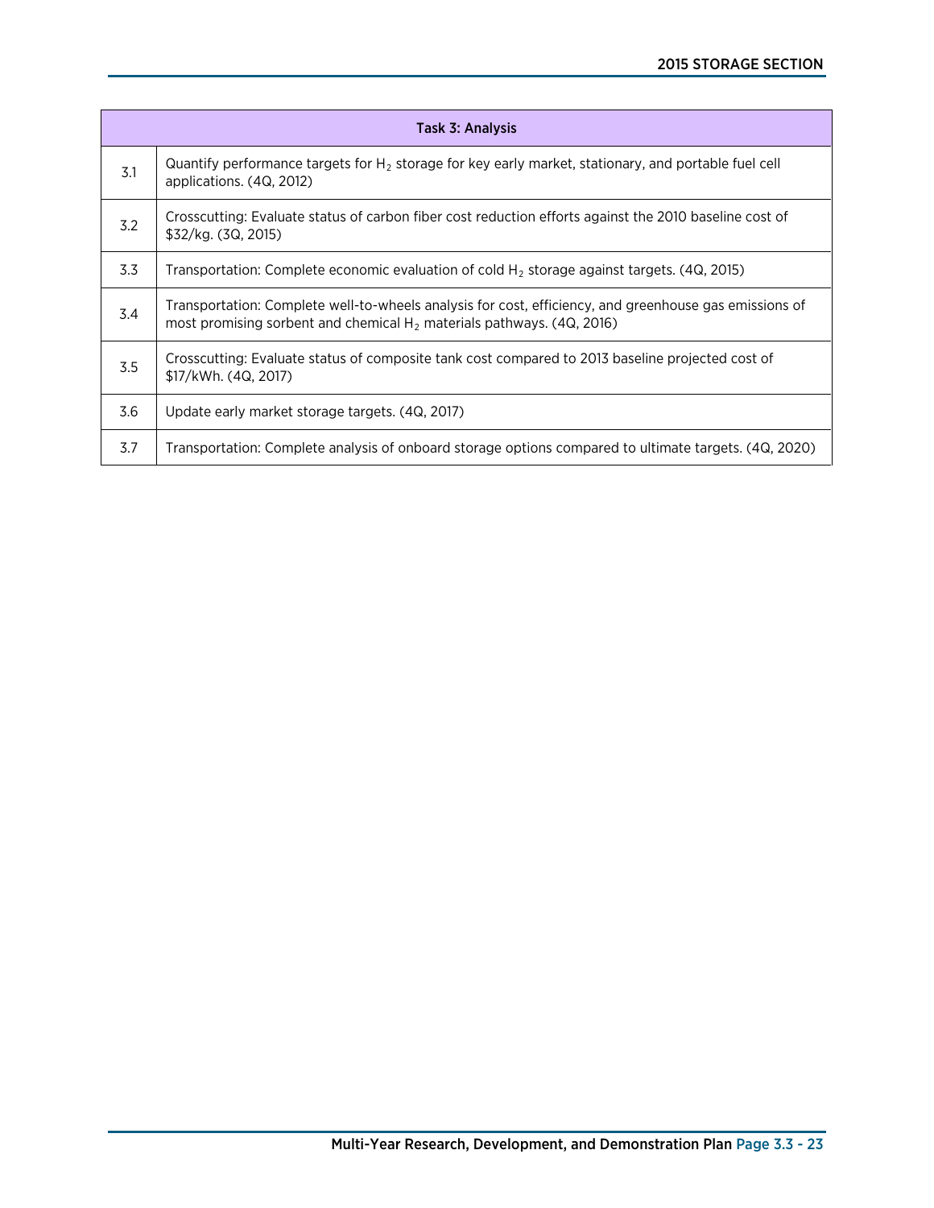| Task 3: Analysis | |
| --- | --- |
| 3.1 | Quantify performance targets for $H_2$ storage for key early market, stationary, and portable fuel cell applications. (4Q, 2012) |
| 3.2 | Crosscutting: Evaluate status of carbon fiber cost reduction efforts against the 2010 baseline cost of $32/kg. (3Q, 2015) |
| 3.3 | Transportation: Complete economic evaluation of cold $H_2$ storage against targets. (4Q, 2015) |
| 3.4 | Transportation: Complete well-to-wheels analysis for cost, efficiency, and greenhouse gas emissions of most promising sorbent and chemical $H_2$ materials pathways. (4Q, 2016) |
| 3.5 | Crosscutting: Evaluate status of composite tank cost compared to 2013 baseline projected cost of $17/kWh. (4Q, 2017) |
| 3.6 | Update early market storage targets. (4Q, 2017) |
| 3.7 | Transportation: Complete analysis of onboard storage options compared to ultimate targets. (4Q, 2020) |